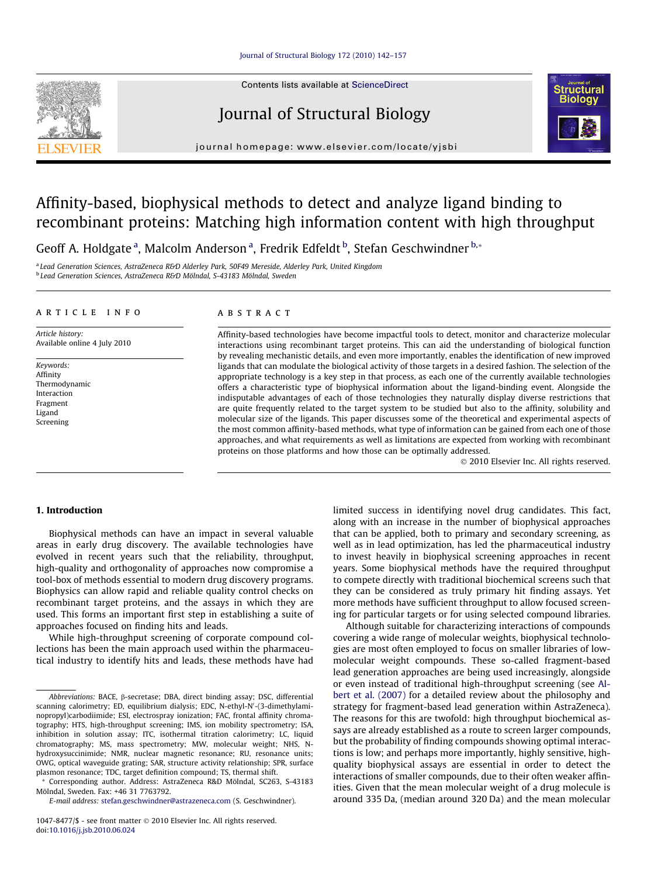# Affinity-based, biophysical methods to detect and analyze ligand binding to recombinant proteins: Matching high information content with high throughput

Geoff A. Holdgate[a], Malcolm Anderson[a], Fredrik Edfeldt[b], Stefan Geschwindner[b,*]

[a] Lead Generation Sciences, AstraZeneca R&D Alderley Park, 50F49 Mereside, Alderley Park, United Kingdom
[b] Lead Generation Sciences, AstraZeneca R&D Mölndal, S-43183 Mölndal, Sweden

ARTICLE INFO

*Article history:*
Available online 4 July 2010

*Keywords:*
Affinity
Thermodynamic
Interaction
Fragment
Ligand
Screening

ABSTRACT

Affinity-based technologies have become impactful tools to detect, monitor and characterize molecular interactions using recombinant target proteins. This can aid the understanding of biological function by revealing mechanistic details, and even more importantly, enables the identification of new improved ligands that can modulate the biological activity of those targets in a desired fashion. The selection of the appropriate technology is a key step in that process, as each one of the currently available technologies offers a characteristic type of biophysical information about the ligand-binding event. Alongside the indisputable advantages of each of those technologies they naturally display diverse restrictions that are quite frequently related to the target system to be studied but also to the affinity, solubility and molecular size of the ligands. This paper discusses some of the theoretical and experimental aspects of the most common affinity-based methods, what type of information can be gained from each one of those approaches, and what requirements as well as limitations are expected from working with recombinant proteins on those platforms and how those can be optimally addressed.

© 2010 Elsevier Inc. All rights reserved.

## 1. Introduction

Biophysical methods can have an impact in several valuable areas in early drug discovery. The available technologies have evolved in recent years such that the reliability, throughput, high-quality and orthogonality of approaches now compromise a tool-box of methods essential to modern drug discovery programs. Biophysics can allow rapid and reliable quality control checks on recombinant target proteins, and the assays in which they are used. This forms an important first step in establishing a suite of approaches focused on finding hits and leads.

While high-throughput screening of corporate compound collections has been the main approach used within the pharmaceutical industry to identify hits and leads, these methods have had limited success in identifying novel drug candidates. This fact, along with an increase in the number of biophysical approaches that can be applied, both to primary and secondary screening, as well as in lead optimization, has led the pharmaceutical industry to invest heavily in biophysical screening approaches in recent years. Some biophysical methods have the required throughput to compete directly with traditional biochemical screens such that they can be considered as truly primary hit finding assays. Yet more methods have sufficient throughput to allow focused screening for particular targets or for using selected compound libraries.

Although suitable for characterizing interactions of compounds covering a wide range of molecular weights, biophysical technologies are most often employed to focus on smaller libraries of low-molecular weight compounds. These so-called fragment-based lead generation approaches are being used increasingly, alongside or even instead of traditional high-throughput screening (see Albert et al. (2007) for a detailed review about the philosophy and strategy for fragment-based lead generation within AstraZeneca). The reasons for this are twofold: high throughput biochemical assays are already established as a route to screen larger compounds, but the probability of finding compounds showing optimal interactions is low; and perhaps more importantly, highly sensitive, high-quality biophysical assays are essential in order to detect the interactions of smaller compounds, due to their often weaker affinities. Given that the mean molecular weight of a drug molecule is around 335 Da, (median around 320 Da) and the mean molecular

---

*Abbreviations:* BACE, β-secretase; DBA, direct binding assay; DSC, differential scanning calorimetry; ED, equilibrium dialysis; EDC, N-ethyl-N′-(3-dimethylaminopropyl)carbodiimide; ESI, electrospray ionization; FAC, frontal affinity chromatography; HTS, high-throughput screening; IMS, ion mobility spectrometry; ISA, inhibition in solution assay; ITC, isothermal titration calorimetry; LC, liquid chromatography; MS, mass spectrometry; MW, molecular weight; NHS, N-hydroxysuccinimide; NMR, nuclear magnetic resonance; RU, resonance units; OWG, optical waveguide grating; SAR, structure activity relationship; SPR, surface plasmon resonance; TDC, target definition compound; TS, thermal shift.

* Corresponding author. Address: AstraZeneca R&D Mölndal, SC263, S-43183 Mölndal, Sweden. Fax: +46 31 7763792.
*E-mail address:* stefan.geschwindner@astrazeneca.com (S. Geschwindner).

1047-8477/$ - see front matter © 2010 Elsevier Inc. All rights reserved.
doi:10.1016/j.jsb.2010.06.024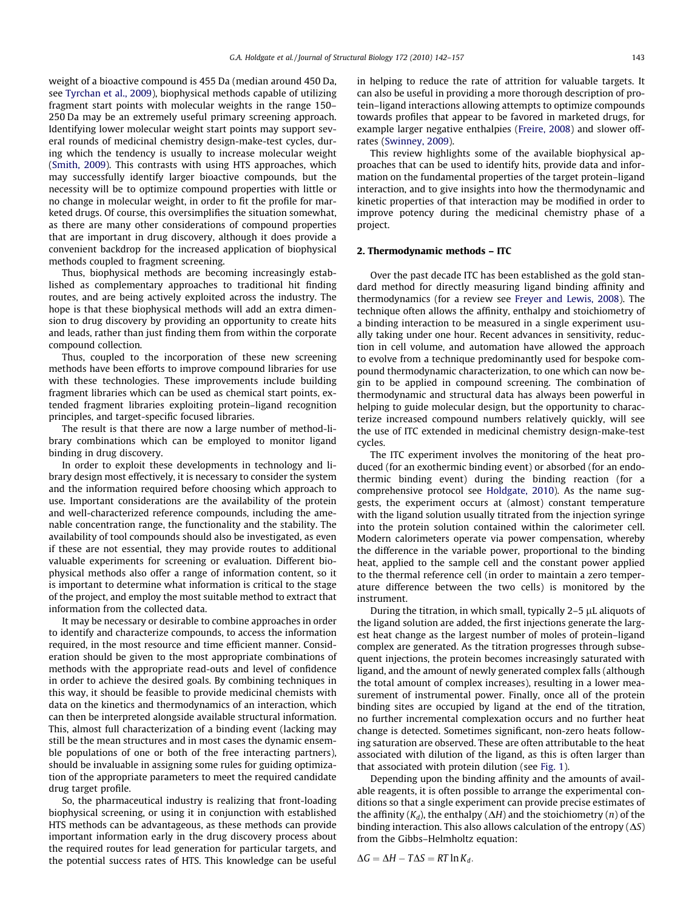weight of a bioactive compound is 455 Da (median around 450 Da, see Tyrchan et al., 2009), biophysical methods capable of utilizing fragment start points with molecular weights in the range 150–250 Da may be an extremely useful primary screening approach. Identifying lower molecular weight start points may support several rounds of medicinal chemistry design-make-test cycles, during which the tendency is usually to increase molecular weight (Smith, 2009). This contrasts with using HTS approaches, which may successfully identify larger bioactive compounds, but the necessity will be to optimize compound properties with little or no change in molecular weight, in order to fit the profile for marketed drugs. Of course, this oversimplifies the situation somewhat, as there are many other considerations of compound properties that are important in drug discovery, although it does provide a convenient backdrop for the increased application of biophysical methods coupled to fragment screening.

Thus, biophysical methods are becoming increasingly established as complementary approaches to traditional hit finding routes, and are being actively exploited across the industry. The hope is that these biophysical methods will add an extra dimension to drug discovery by providing an opportunity to create hits and leads, rather than just finding them from within the corporate compound collection.

Thus, coupled to the incorporation of these new screening methods have been efforts to improve compound libraries for use with these technologies. These improvements include building fragment libraries which can be used as chemical start points, extended fragment libraries exploiting protein–ligand recognition principles, and target-specific focused libraries.

The result is that there are now a large number of method-library combinations which can be employed to monitor ligand binding in drug discovery.

In order to exploit these developments in technology and library design most effectively, it is necessary to consider the system and the information required before choosing which approach to use. Important considerations are the availability of the protein and well-characterized reference compounds, including the amenable concentration range, the functionality and the stability. The availability of tool compounds should also be investigated, as even if these are not essential, they may provide routes to additional valuable experiments for screening or evaluation. Different biophysical methods also offer a range of information content, so it is important to determine what information is critical to the stage of the project, and employ the most suitable method to extract that information from the collected data.

It may be necessary or desirable to combine approaches in order to identify and characterize compounds, to access the information required, in the most resource and time efficient manner. Consideration should be given to the most appropriate combinations of methods with the appropriate read-outs and level of confidence in order to achieve the desired goals. By combining techniques in this way, it should be feasible to provide medicinal chemists with data on the kinetics and thermodynamics of an interaction, which can then be interpreted alongside available structural information. This, almost full characterization of a binding event (lacking may still be the mean structures and in most cases the dynamic ensemble populations of one or both of the free interacting partners), should be invaluable in assigning some rules for guiding optimization of the appropriate parameters to meet the required candidate drug target profile.

So, the pharmaceutical industry is realizing that front-loading biophysical screening, or using it in conjunction with established HTS methods can be advantageous, as these methods can provide important information early in the drug discovery process about the required routes for lead generation for particular targets, and the potential success rates of HTS. This knowledge can be useful in helping to reduce the rate of attrition for valuable targets. It can also be useful in providing a more thorough description of protein–ligand interactions allowing attempts to optimize compounds towards profiles that appear to be favored in marketed drugs, for example larger negative enthalpies (Freire, 2008) and slower off-rates (Swinney, 2009).

This review highlights some of the available biophysical approaches that can be used to identify hits, provide data and information on the fundamental properties of the target protein–ligand interaction, and to give insights into how the thermodynamic and kinetic properties of that interaction may be modified in order to improve potency during the medicinal chemistry phase of a project.

## 2. Thermodynamic methods – ITC

Over the past decade ITC has been established as the gold standard method for directly measuring ligand binding affinity and thermodynamics (for a review see Freyer and Lewis, 2008). The technique often allows the affinity, enthalpy and stoichiometry of a binding interaction to be measured in a single experiment usually taking under one hour. Recent advances in sensitivity, reduction in cell volume, and automation have allowed the approach to evolve from a technique predominantly used for bespoke compound thermodynamic characterization, to one which can now begin to be applied in compound screening. The combination of thermodynamic and structural data has always been powerful in helping to guide molecular design, but the opportunity to characterize increased compound numbers relatively quickly, will see the use of ITC extended in medicinal chemistry design-make-test cycles.

The ITC experiment involves the monitoring of the heat produced (for an exothermic binding event) or absorbed (for an endothermic binding event) during the binding reaction (for a comprehensive protocol see Holdgate, 2010). As the name suggests, the experiment occurs at (almost) constant temperature with the ligand solution usually titrated from the injection syringe into the protein solution contained within the calorimeter cell. Modern calorimeters operate via power compensation, whereby the difference in the variable power, proportional to the binding heat, applied to the sample cell and the constant power applied to the thermal reference cell (in order to maintain a zero temperature difference between the two cells) is monitored by the instrument.

During the titration, in which small, typically 2–5 μL aliquots of the ligand solution are added, the first injections generate the largest heat change as the largest number of moles of protein–ligand complex are generated. As the titration progresses through subsequent injections, the protein becomes increasingly saturated with ligand, and the amount of newly generated complex falls (although the total amount of complex increases), resulting in a lower measurement of instrumental power. Finally, once all of the protein binding sites are occupied by ligand at the end of the titration, no further incremental complexation occurs and no further heat change is detected. Sometimes significant, non-zero heats following saturation are observed. These are often attributable to the heat associated with dilution of the ligand, as this is often larger than that associated with protein dilution (see Fig. 1).

Depending upon the binding affinity and the amounts of available reagents, it is often possible to arrange the experimental conditions so that a single experiment can provide precise estimates of the affinity ($K_d$), the enthalpy ($\Delta H$) and the stoichiometry ($n$) of the binding interaction. This also allows calculation of the entropy ($\Delta S$) from the Gibbs–Helmholtz equation:

$$\Delta G = \Delta H - T\Delta S = RT \ln K_d.$$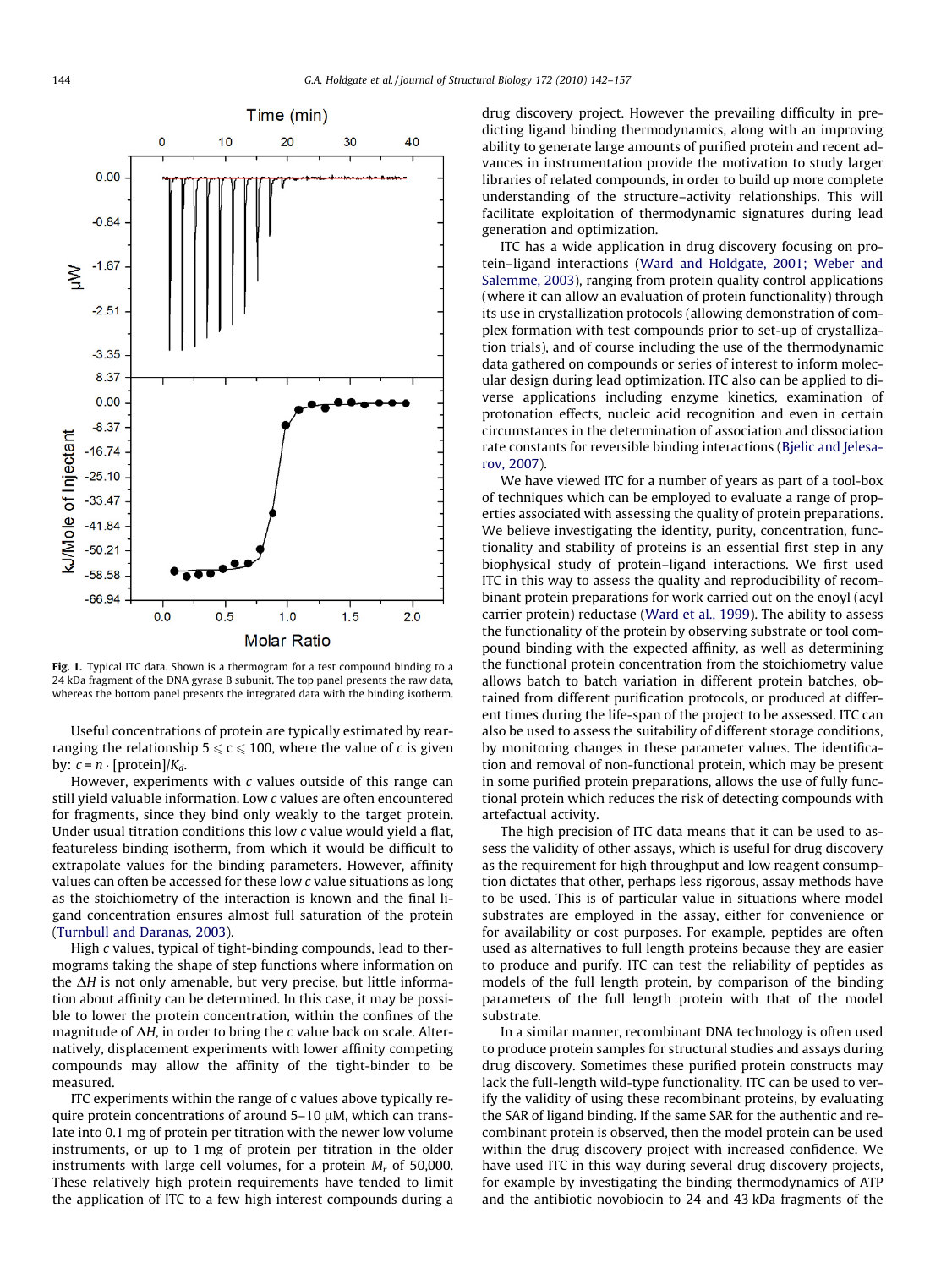**Fig. 1.** Typical ITC data. Shown is a thermogram for a test compound binding to a 24 kDa fragment of the DNA gyrase B subunit. The top panel presents the raw data, whereas the bottom panel presents the integrated data with the binding isotherm.

Useful concentrations of protein are typically estimated by rearranging the relationship $5 \leqslant c \leqslant 100$, where the value of $c$ is given by: $c = n \cdot [\text{protein}]/K_d$.

However, experiments with $c$ values outside of this range can still yield valuable information. Low $c$ values are often encountered for fragments, since they bind only weakly to the target protein. Under usual titration conditions this low $c$ value would yield a flat, featureless binding isotherm, from which it would be difficult to extrapolate values for the binding parameters. However, affinity values can often be accessed for these low $c$ value situations as long as the stoichiometry of the interaction is known and the final ligand concentration ensures almost full saturation of the protein (Turnbull and Daranas, 2003).

High $c$ values, typical of tight-binding compounds, lead to thermograms taking the shape of step functions where information on the $\Delta H$ is not only amenable, but very precise, but little information about affinity can be determined. In this case, it may be possible to lower the protein concentration, within the confines of the magnitude of $\Delta H$, in order to bring the $c$ value back on scale. Alternatively, displacement experiments with lower affinity competing compounds may allow the affinity of the tight-binder to be measured.

ITC experiments within the range of c values above typically require protein concentrations of around 5–10 μM, which can translate into 0.1 mg of protein per titration with the newer low volume instruments, or up to 1 mg of protein per titration in the older instruments with large cell volumes, for a protein $M_r$ of 50,000. These relatively high protein requirements have tended to limit the application of ITC to a few high interest compounds during a drug discovery project. However the prevailing difficulty in predicting ligand binding thermodynamics, along with an improving ability to generate large amounts of purified protein and recent advances in instrumentation provide the motivation to study larger libraries of related compounds, in order to build up more complete understanding of the structure–activity relationships. This will facilitate exploitation of thermodynamic signatures during lead generation and optimization.

ITC has a wide application in drug discovery focusing on protein–ligand interactions (Ward and Holdgate, 2001; Weber and Salemme, 2003), ranging from protein quality control applications (where it can allow an evaluation of protein functionality) through its use in crystallization protocols (allowing demonstration of complex formation with test compounds prior to set-up of crystallization trials), and of course including the use of the thermodynamic data gathered on compounds or series of interest to inform molecular design during lead optimization. ITC also can be applied to diverse applications including enzyme kinetics, examination of protonation effects, nucleic acid recognition and even in certain circumstances in the determination of association and dissociation rate constants for reversible binding interactions (Bjelic and Jelesarov, 2007).

We have viewed ITC for a number of years as part of a tool-box of techniques which can be employed to evaluate a range of properties associated with assessing the quality of protein preparations. We believe investigating the identity, purity, concentration, functionality and stability of proteins is an essential first step in any biophysical study of protein–ligand interactions. We first used ITC in this way to assess the quality and reproducibility of recombinant protein preparations for work carried out on the enoyl (acyl carrier protein) reductase (Ward et al., 1999). The ability to assess the functionality of the protein by observing substrate or tool compound binding with the expected affinity, as well as determining the functional protein concentration from the stoichiometry value allows batch to batch variation in different protein batches, obtained from different purification protocols, or produced at different times during the life-span of the project to be assessed. ITC can also be used to assess the suitability of different storage conditions, by monitoring changes in these parameter values. The identification and removal of non-functional protein, which may be present in some purified protein preparations, allows the use of fully functional protein which reduces the risk of detecting compounds with artefactual activity.

The high precision of ITC data means that it can be used to assess the validity of other assays, which is useful for drug discovery as the requirement for high throughput and low reagent consumption dictates that other, perhaps less rigorous, assay methods have to be used. This is of particular value in situations where model substrates are employed in the assay, either for convenience or for availability or cost purposes. For example, peptides are often used as alternatives to full length proteins because they are easier to produce and purify. ITC can test the reliability of peptides as models of the full length protein, by comparison of the binding parameters of the full length protein with that of the model substrate.

In a similar manner, recombinant DNA technology is often used to produce protein samples for structural studies and assays during drug discovery. Sometimes these purified protein constructs may lack the full-length wild-type functionality. ITC can be used to verify the validity of using these recombinant proteins, by evaluating the SAR of ligand binding. If the same SAR for the authentic and recombinant protein is observed, then the model protein can be used within the drug discovery project with increased confidence. We have used ITC in this way during several drug discovery projects, for example by investigating the binding thermodynamics of ATP and the antibiotic novobiocin to 24 and 43 kDa fragments of the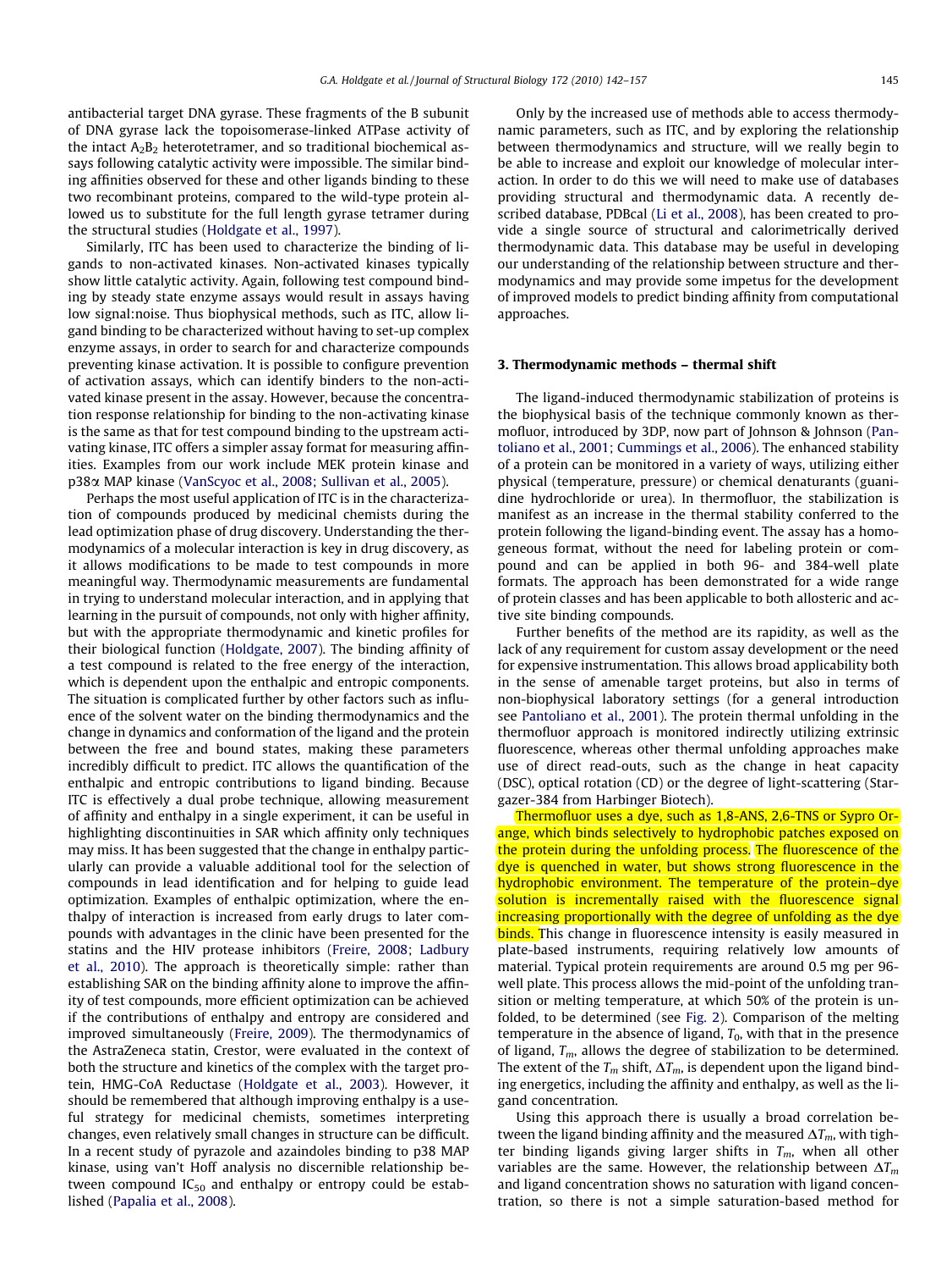antibacterial target DNA gyrase. These fragments of the B subunit of DNA gyrase lack the topoisomerase-linked ATPase activity of the intact $A_2B_2$ heterotetramer, and so traditional biochemical assays following catalytic activity were impossible. The similar binding affinities observed for these and other ligands binding to these two recombinant proteins, compared to the wild-type protein allowed us to substitute for the full length gyrase tetramer during the structural studies (Holdgate et al., 1997).

Similarly, ITC has been used to characterize the binding of ligands to non-activated kinases. Non-activated kinases typically show little catalytic activity. Again, following test compound binding by steady state enzyme assays would result in assays having low signal:noise. Thus biophysical methods, such as ITC, allow ligand binding to be characterized without having to set-up complex enzyme assays, in order to search for and characterize compounds preventing kinase activation. It is possible to configure prevention of activation assays, which can identify binders to the non-activated kinase present in the assay. However, because the concentration response relationship for binding to the non-activating kinase is the same as that for test compound binding to the upstream activating kinase, ITC offers a simpler assay format for measuring affinities. Examples from our work include MEK protein kinase and p38α MAP kinase (VanScyoc et al., 2008; Sullivan et al., 2005).

Perhaps the most useful application of ITC is in the characterization of compounds produced by medicinal chemists during the lead optimization phase of drug discovery. Understanding the thermodynamics of a molecular interaction is key in drug discovery, as it allows modifications to be made to test compounds in more meaningful way. Thermodynamic measurements are fundamental in trying to understand molecular interaction, and in applying that learning in the pursuit of compounds, not only with higher affinity, but with the appropriate thermodynamic and kinetic profiles for their biological function (Holdgate, 2007). The binding affinity of a test compound is related to the free energy of the interaction, which is dependent upon the enthalpic and entropic components. The situation is complicated further by other factors such as influence of the solvent water on the binding thermodynamics and the change in dynamics and conformation of the ligand and the protein between the free and bound states, making these parameters incredibly difficult to predict. ITC allows the quantification of the enthalpic and entropic contributions to ligand binding. Because ITC is effectively a dual probe technique, allowing measurement of affinity and enthalpy in a single experiment, it can be useful in highlighting discontinuities in SAR which affinity only techniques may miss. It has been suggested that the change in enthalpy particularly can provide a valuable additional tool for the selection of compounds in lead identification and for helping to guide lead optimization. Examples of enthalpic optimization, where the enthalpy of interaction is increased from early drugs to later compounds with advantages in the clinic have been presented for the statins and the HIV protease inhibitors (Freire, 2008; Ladbury et al., 2010). The approach is theoretically simple: rather than establishing SAR on the binding affinity alone to improve the affinity of test compounds, more efficient optimization can be achieved if the contributions of enthalpy and entropy are considered and improved simultaneously (Freire, 2009). The thermodynamics of the AstraZeneca statin, Crestor, were evaluated in the context of both the structure and kinetics of the complex with the target protein, HMG-CoA Reductase (Holdgate et al., 2003). However, it should be remembered that although improving enthalpy is a useful strategy for medicinal chemists, sometimes interpreting changes, even relatively small changes in structure can be difficult. In a recent study of pyrazole and azaindoles binding to p38 MAP kinase, using van't Hoff analysis no discernible relationship between compound $IC_{50}$ and enthalpy or entropy could be established (Papalia et al., 2008).

Only by the increased use of methods able to access thermodynamic parameters, such as ITC, and by exploring the relationship between thermodynamics and structure, will we really begin to be able to increase and exploit our knowledge of molecular interaction. In order to do this we will need to make use of databases providing structural and thermodynamic data. A recently described database, PDBcal (Li et al., 2008), has been created to provide a single source of structural and calorimetrically derived thermodynamic data. This database may be useful in developing our understanding of the relationship between structure and thermodynamics and may provide some impetus for the development of improved models to predict binding affinity from computational approaches.

## 3. Thermodynamic methods – thermal shift

The ligand-induced thermodynamic stabilization of proteins is the biophysical basis of the technique commonly known as thermofluor, introduced by 3DP, now part of Johnson & Johnson (Pantoliano et al., 2001; Cummings et al., 2006). The enhanced stability of a protein can be monitored in a variety of ways, utilizing either physical (temperature, pressure) or chemical denaturants (guanidine hydrochloride or urea). In thermofluor, the stabilization is manifest as an increase in the thermal stability conferred to the protein following the ligand-binding event. The assay has a homogeneous format, without the need for labeling protein or compound and can be applied in both 96- and 384-well plate formats. The approach has been demonstrated for a wide range of protein classes and has been applicable to both allosteric and active site binding compounds.

Further benefits of the method are its rapidity, as well as the lack of any requirement for custom assay development or the need for expensive instrumentation. This allows broad applicability both in the sense of amenable target proteins, but also in terms of non-biophysical laboratory settings (for a general introduction see Pantoliano et al., 2001). The protein thermal unfolding in the thermofluor approach is monitored indirectly utilizing extrinsic fluorescence, whereas other thermal unfolding approaches make use of direct read-outs, such as the change in heat capacity (DSC), optical rotation (CD) or the degree of light-scattering (Stargazer-384 from Harbinger Biotech).

Thermofluor uses a dye, such as 1,8-ANS, 2,6-TNS or Sypro Orange, which binds selectively to hydrophobic patches exposed on the protein during the unfolding process. The fluorescence of the dye is quenched in water, but shows strong fluorescence in the hydrophobic environment. The temperature of the protein–dye solution is incrementally raised with the fluorescence signal increasing proportionally with the degree of unfolding as the dye binds. This change in fluorescence intensity is easily measured in plate-based instruments, requiring relatively low amounts of material. Typical protein requirements are around 0.5 mg per 96-well plate. This process allows the mid-point of the unfolding transition or melting temperature, at which 50% of the protein is unfolded, to be determined (see Fig. 2). Comparison of the melting temperature in the absence of ligand, $T_0$, with that in the presence of ligand, $T_m$, allows the degree of stabilization to be determined. The extent of the $T_m$ shift, $\Delta T_m$, is dependent upon the ligand binding energetics, including the affinity and enthalpy, as well as the ligand concentration.

Using this approach there is usually a broad correlation between the ligand binding affinity and the measured $\Delta T_m$, with tighter binding ligands giving larger shifts in $T_m$, when all other variables are the same. However, the relationship between $\Delta T_m$ and ligand concentration shows no saturation with ligand concentration, so there is not a simple saturation-based method for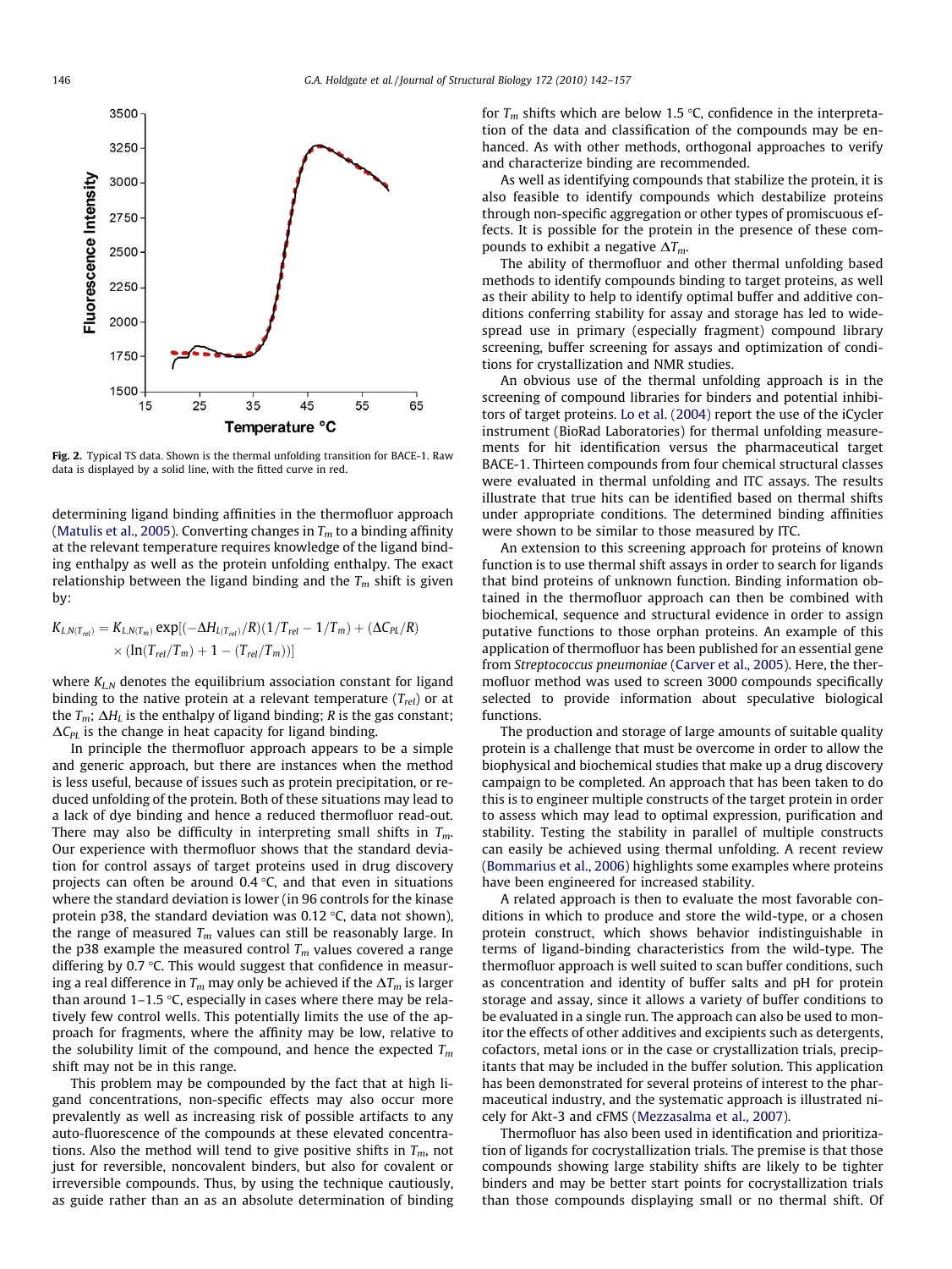Fluorescence Intensity

3500
3250
3000
2750
2500
2250
2000
1750
1500

15 25 35 45 55 65

Temperature °C

**Fig. 2.** Typical TS data. Shown is the thermal unfolding transition for BACE-1. Raw data is displayed by a solid line, with the fitted curve in red.

determining ligand binding affinities in the thermofluor approach (Matulis et al., 2005). Converting changes in $T_m$ to a binding affinity at the relevant temperature requires knowledge of the ligand binding enthalpy as well as the protein unfolding enthalpy. The exact relationship between the ligand binding and the $T_m$ shift is given by:

$$K_{L,N(T_{rel})} = K_{L,N(T_m)} \exp[(-\Delta H_{L(T_{rel})}/R)(1/T_{rel} - 1/T_m) + (\Delta C_{PL}/R) \times (\ln(T_{rel}/T_m) + 1 - (T_{rel}/T_m))]$$

where $K_{L,N}$ denotes the equilibrium association constant for ligand binding to the native protein at a relevant temperature ($T_{rel}$) or at the $T_m$; $\Delta H_L$ is the enthalpy of ligand binding; $R$ is the gas constant; $\Delta C_{PL}$ is the change in heat capacity for ligand binding.

In principle the thermofluor approach appears to be a simple and generic approach, but there are instances when the method is less useful, because of issues such as protein precipitation, or reduced unfolding of the protein. Both of these situations may lead to a lack of dye binding and hence a reduced thermofluor read-out. There may also be difficulty in interpreting small shifts in $T_m$. Our experience with thermofluor shows that the standard deviation for control assays of target proteins used in drug discovery projects can often be around 0.4 °C, and that even in situations where the standard deviation is lower (in 96 controls for the kinase protein p38, the standard deviation was 0.12 °C, data not shown), the range of measured $T_m$ values can still be reasonably large. In the p38 example the measured control $T_m$ values covered a range differing by 0.7 °C. This would suggest that confidence in measuring a real difference in $T_m$ may only be achieved if the $\Delta T_m$ is larger than around 1–1.5 °C, especially in cases where there may be relatively few control wells. This potentially limits the use of the approach for fragments, where the affinity may be low, relative to the solubility limit of the compound, and hence the expected $T_m$ shift may not be in this range.

This problem may be compounded by the fact that at high ligand concentrations, non-specific effects may also occur more prevalently as well as increasing risk of possible artifacts to any auto-fluorescence of the compounds at these elevated concentrations. Also the method will tend to give positive shifts in $T_m$, not just for reversible, noncovalent binders, but also for covalent or irreversible compounds. Thus, by using the technique cautiously, as guide rather than an as an absolute determination of binding for $T_m$ shifts which are below 1.5 °C, confidence in the interpretation of the data and classification of the compounds may be enhanced. As with other methods, orthogonal approaches to verify and characterize binding are recommended.

As well as identifying compounds that stabilize the protein, it is also feasible to identify compounds which destabilize proteins through non-specific aggregation or other types of promiscuous effects. It is possible for the protein in the presence of these compounds to exhibit a negative $\Delta T_m$.

The ability of thermofluor and other thermal unfolding based methods to identify compounds binding to target proteins, as well as their ability to help to identify optimal buffer and additive conditions conferring stability for assay and storage has led to widespread use in primary (especially fragment) compound library screening, buffer screening for assays and optimization of conditions for crystallization and NMR studies.

An obvious use of the thermal unfolding approach is in the screening of compound libraries for binders and potential inhibitors of target proteins. Lo et al. (2004) report the use of the iCycler instrument (BioRad Laboratories) for thermal unfolding measurements for hit identification versus the pharmaceutical target BACE-1. Thirteen compounds from four chemical structural classes were evaluated in thermal unfolding and ITC assays. The results illustrate that true hits can be identified based on thermal shifts under appropriate conditions. The determined binding affinities were shown to be similar to those measured by ITC.

An extension to this screening approach for proteins of known function is to use thermal shift assays in order to search for ligands that bind proteins of unknown function. Binding information obtained in the thermofluor approach can then be combined with biochemical, sequence and structural evidence in order to assign putative functions to those orphan proteins. An example of this application of thermofluor has been published for an essential gene from *Streptococcus pneumoniae* (Carver et al., 2005). Here, the thermofluor method was used to screen 3000 compounds specifically selected to provide information about speculative biological functions.

The production and storage of large amounts of suitable quality protein is a challenge that must be overcome in order to allow the biophysical and biochemical studies that make up a drug discovery campaign to be completed. An approach that has been taken to do this is to engineer multiple constructs of the target protein in order to assess which may lead to optimal expression, purification and stability. Testing the stability in parallel of multiple constructs can easily be achieved using thermal unfolding. A recent review (Bommarius et al., 2006) highlights some examples where proteins have been engineered for increased stability.

A related approach is then to evaluate the most favorable conditions in which to produce and store the wild-type, or a chosen protein construct, which shows behavior indistinguishable in terms of ligand-binding characteristics from the wild-type. The thermofluor approach is well suited to scan buffer conditions, such as concentration and identity of buffer salts and pH for protein storage and assay, since it allows a variety of buffer conditions to be evaluated in a single run. The approach can also be used to monitor the effects of other additives and excipients such as detergents, cofactors, metal ions or in the case or crystallization trials, precipitants that may be included in the buffer solution. This application has been demonstrated for several proteins of interest to the pharmaceutical industry, and the systematic approach is illustrated nicely for Akt-3 and cFMS (Mezzasalma et al., 2007).

Thermofluor has also been used in identification and prioritization of ligands for cocrystallization trials. The premise is that those compounds showing large stability shifts are likely to be tighter binders and may be better start points for cocrystallization trials than those compounds displaying small or no thermal shift. Of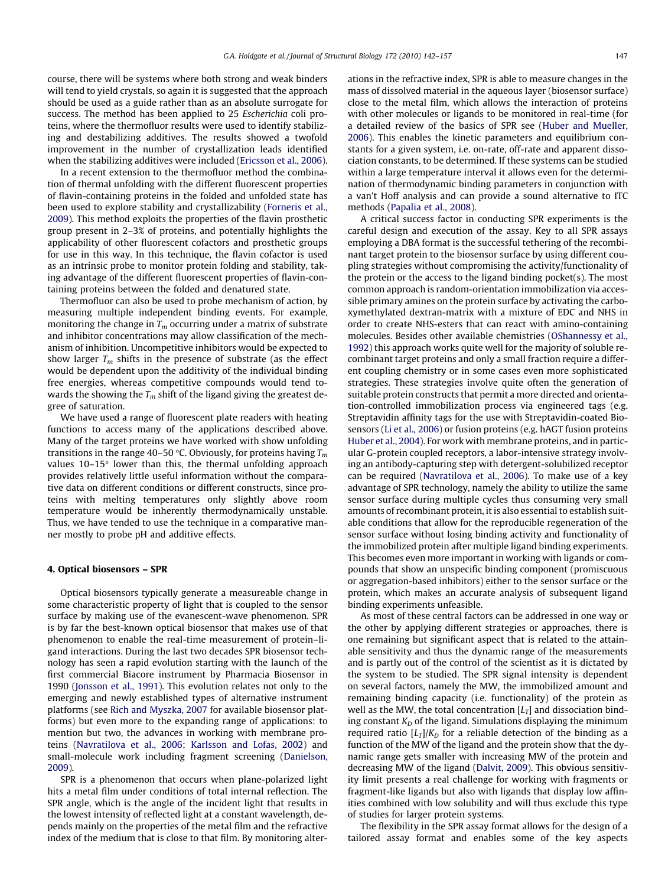course, there will be systems where both strong and weak binders will tend to yield crystals, so again it is suggested that the approach should be used as a guide rather than as an absolute surrogate for success. The method has been applied to 25 *Escherichia coli* proteins, where the thermofluor results were used to identify stabilizing and destabilizing additives. The results showed a twofold improvement in the number of crystallization leads identified when the stabilizing additives were included (Ericsson et al., 2006).

In a recent extension to the thermofluor method the combination of thermal unfolding with the different fluorescent properties of flavin-containing proteins in the folded and unfolded state has been used to explore stability and crystallizability (Forneris et al., 2009). This method exploits the properties of the flavin prosthetic group present in 2–3% of proteins, and potentially highlights the applicability of other fluorescent cofactors and prosthetic groups for use in this way. In this technique, the flavin cofactor is used as an intrinsic probe to monitor protein folding and stability, taking advantage of the different fluorescent properties of flavin-containing proteins between the folded and denatured state.

Thermofluor can also be used to probe mechanism of action, by measuring multiple independent binding events. For example, monitoring the change in $T_m$ occurring under a matrix of substrate and inhibitor concentrations may allow classification of the mechanism of inhibition. Uncompetitive inhibitors would be expected to show larger $T_m$ shifts in the presence of substrate (as the effect would be dependent upon the additivity of the individual binding free energies, whereas competitive compounds would tend towards the showing the $T_m$ shift of the ligand giving the greatest degree of saturation.

We have used a range of fluorescent plate readers with heating functions to access many of the applications described above. Many of the target proteins we have worked with show unfolding transitions in the range 40–50 °C. Obviously, for proteins having $T_m$ values 10–15° lower than this, the thermal unfolding approach provides relatively little useful information without the comparative data on different conditions or different constructs, since proteins with melting temperatures only slightly above room temperature would be inherently thermodynamically unstable. Thus, we have tended to use the technique in a comparative manner mostly to probe pH and additive effects.

## 4. Optical biosensors – SPR

Optical biosensors typically generate a measureable change in some characteristic property of light that is coupled to the sensor surface by making use of the evanescent-wave phenomenon. SPR is by far the best-known optical biosensor that makes use of that phenomenon to enable the real-time measurement of protein–ligand interactions. During the last two decades SPR biosensor technology has seen a rapid evolution starting with the launch of the first commercial Biacore instrument by Pharmacia Biosensor in 1990 (Jonsson et al., 1991). This evolution relates not only to the emerging and newly established types of alternative instrument platforms (see Rich and Myszka, 2007 for available biosensor platforms) but even more to the expanding range of applications: to mention but two, the advances in working with membrane proteins (Navratilova et al., 2006; Karlsson and Lofas, 2002) and small-molecule work including fragment screening (Danielson, 2009).

SPR is a phenomenon that occurs when plane-polarized light hits a metal film under conditions of total internal reflection. The SPR angle, which is the angle of the incident light that results in the lowest intensity of reflected light at a constant wavelength, depends mainly on the properties of the metal film and the refractive index of the medium that is close to that film. By monitoring alterations in the refractive index, SPR is able to measure changes in the mass of dissolved material in the aqueous layer (biosensor surface) close to the metal film, which allows the interaction of proteins with other molecules or ligands to be monitored in real-time (for a detailed review of the basics of SPR see (Huber and Mueller, 2006). This enables the kinetic parameters and equilibrium constants for a given system, i.e. on-rate, off-rate and apparent dissociation constants, to be determined. If these systems can be studied within a large temperature interval it allows even for the determination of thermodynamic binding parameters in conjunction with a van't Hoff analysis and can provide a sound alternative to ITC methods (Papalia et al., 2008).

A critical success factor in conducting SPR experiments is the careful design and execution of the assay. Key to all SPR assays employing a DBA format is the successful tethering of the recombinant target protein to the biosensor surface by using different coupling strategies without compromising the activity/functionality of the protein or the access to the ligand binding pocket(s). The most common approach is random-orientation immobilization via accessible primary amines on the protein surface by activating the carboxymethylated dextran-matrix with a mixture of EDC and NHS in order to create NHS-esters that can react with amino-containing molecules. Besides other available chemistries (OShannessy et al., 1992) this approach works quite well for the majority of soluble recombinant target proteins and only a small fraction require a different coupling chemistry or in some cases even more sophisticated strategies. These strategies involve quite often the generation of suitable protein constructs that permit a more directed and orientation-controlled immobilization process via engineered tags (e.g. Streptavidin affinity tags for the use with Streptavidin-coated Biosensors (Li et al., 2006) or fusion proteins (e.g. hAGT fusion proteins Huber et al., 2004). For work with membrane proteins, and in particular G-protein coupled receptors, a labor-intensive strategy involving an antibody-capturing step with detergent-solubilized receptor can be required (Navratilova et al., 2006). To make use of a key advantage of SPR technology, namely the ability to utilize the same sensor surface during multiple cycles thus consuming very small amounts of recombinant protein, it is also essential to establish suitable conditions that allow for the reproducible regeneration of the sensor surface without losing binding activity and functionality of the immobilized protein after multiple ligand binding experiments. This becomes even more important in working with ligands or compounds that show an unspecific binding component (promiscuous or aggregation-based inhibitors) either to the sensor surface or the protein, which makes an accurate analysis of subsequent ligand binding experiments unfeasible.

As most of these central factors can be addressed in one way or the other by applying different strategies or approaches, there is one remaining but significant aspect that is related to the attainable sensitivity and thus the dynamic range of the measurements and is partly out of the control of the scientist as it is dictated by the system to be studied. The SPR signal intensity is dependent on several factors, namely the MW, the immobilized amount and remaining binding capacity (i.e. functionality) of the protein as well as the MW, the total concentration $[L_T]$ and dissociation binding constant $K_D$ of the ligand. Simulations displaying the minimum required ratio $[L_T]/K_D$ for a reliable detection of the binding as a function of the MW of the ligand and the protein show that the dynamic range gets smaller with increasing MW of the protein and decreasing MW of the ligand (Dalvit, 2009). This obvious sensitivity limit presents a real challenge for working with fragments or fragment-like ligands but also with ligands that display low affinities combined with low solubility and will thus exclude this type of studies for larger protein systems.

The flexibility in the SPR assay format allows for the design of a tailored assay format and enables some of the key aspects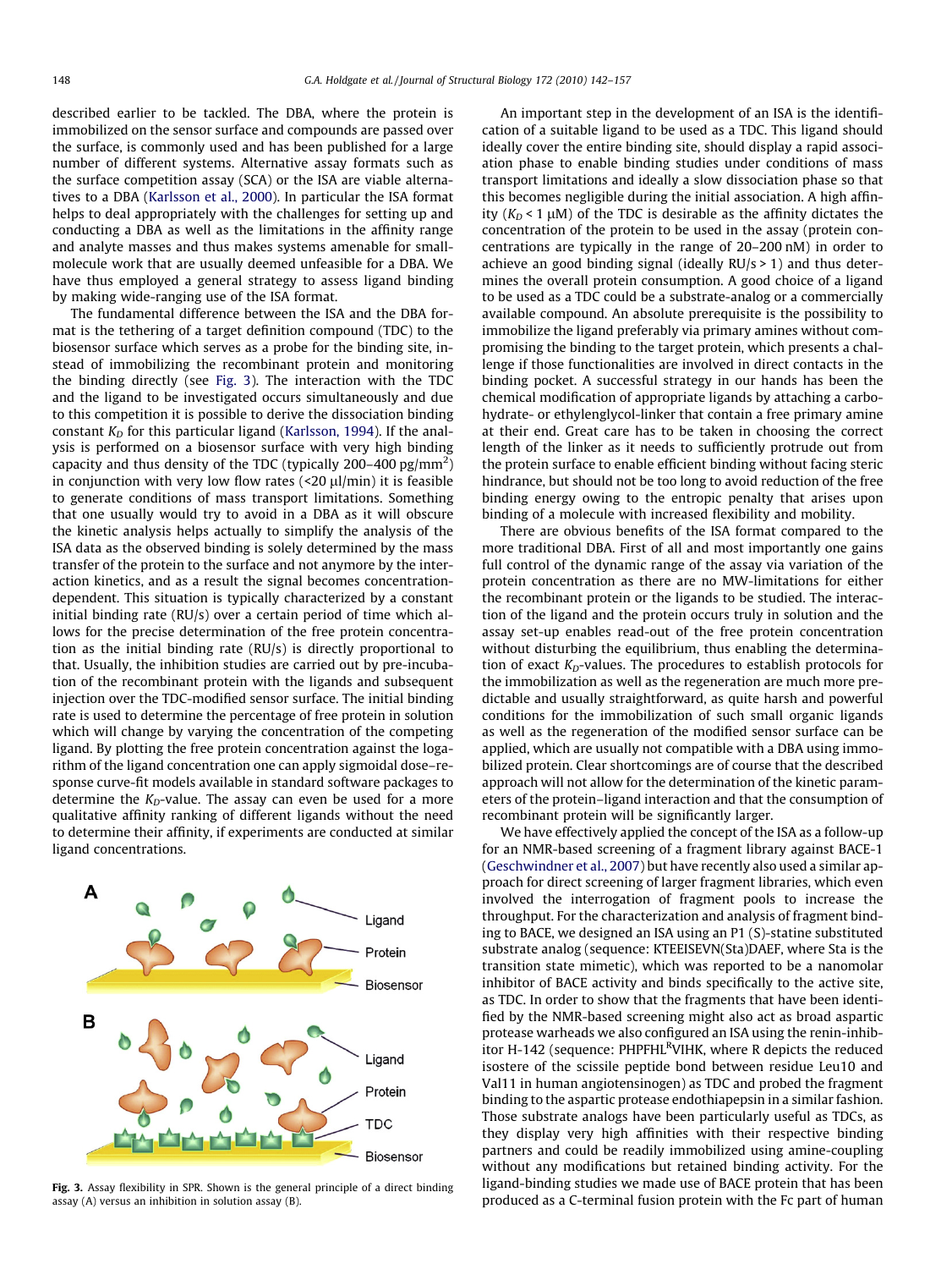described earlier to be tackled. The DBA, where the protein is immobilized on the sensor surface and compounds are passed over the surface, is commonly used and has been published for a large number of different systems. Alternative assay formats such as the surface competition assay (SCA) or the ISA are viable alternatives to a DBA (Karlsson et al., 2000). In particular the ISA format helps to deal appropriately with the challenges for setting up and conducting a DBA as well as the limitations in the affinity range and analyte masses and thus makes systems amenable for small-molecule work that are usually deemed unfeasible for a DBA. We have thus employed a general strategy to assess ligand binding by making wide-ranging use of the ISA format.

The fundamental difference between the ISA and the DBA format is the tethering of a target definition compound (TDC) to the biosensor surface which serves as a probe for the binding site, instead of immobilizing the recombinant protein and monitoring the binding directly (see Fig. 3). The interaction with the TDC and the ligand to be investigated occurs simultaneously and due to this competition it is possible to derive the dissociation binding constant $K_D$ for this particular ligand (Karlsson, 1994). If the analysis is performed on a biosensor surface with very high binding capacity and thus density of the TDC (typically 200–400 pg/mm$^2$) in conjunction with very low flow rates (<20 μl/min) it is feasible to generate conditions of mass transport limitations. Something that one usually would try to avoid in a DBA as it will obscure the kinetic analysis helps actually to simplify the analysis of the ISA data as the observed binding is solely determined by the mass transfer of the protein to the surface and not anymore by the interaction kinetics, and as a result the signal becomes concentration-dependent. This situation is typically characterized by a constant initial binding rate (RU/s) over a certain period of time which allows for the precise determination of the free protein concentration as the initial binding rate (RU/s) is directly proportional to that. Usually, the inhibition studies are carried out by pre-incubation of the recombinant protein with the ligands and subsequent injection over the TDC-modified sensor surface. The initial binding rate is used to determine the percentage of free protein in solution which will change by varying the concentration of the competing ligand. By plotting the free protein concentration against the logarithm of the ligand concentration one can apply sigmoidal dose–response curve-fit models available in standard software packages to determine the $K_D$-value. The assay can even be used for a more qualitative affinity ranking of different ligands without the need to determine their affinity, if experiments are conducted at similar ligand concentrations.

A

Ligand

Protein

Biosensor

B

Ligand

Protein

TDC

Biosensor

**Fig. 3.** Assay flexibility in SPR. Shown is the general principle of a direct binding assay (A) versus an inhibition in solution assay (B).

An important step in the development of an ISA is the identification of a suitable ligand to be used as a TDC. This ligand should ideally cover the entire binding site, should display a rapid association phase to enable binding studies under conditions of mass transport limitations and ideally a slow dissociation phase so that this becomes negligible during the initial association. A high affinity ($K_D$ < 1 μM) of the TDC is desirable as the affinity dictates the concentration of the protein to be used in the assay (protein concentrations are typically in the range of 20–200 nM) in order to achieve an good binding signal (ideally RU/s > 1) and thus determines the overall protein consumption. A good choice of a ligand to be used as a TDC could be a substrate-analog or a commercially available compound. An absolute prerequisite is the possibility to immobilize the ligand preferably via primary amines without compromising the binding to the target protein, which presents a challenge if those functionalities are involved in direct contacts in the binding pocket. A successful strategy in our hands has been the chemical modification of appropriate ligands by attaching a carbohydrate- or ethylenglycol-linker that contain a free primary amine at their end. Great care has to be taken in choosing the correct length of the linker as it needs to sufficiently protrude out from the protein surface to enable efficient binding without facing steric hindrance, but should not be too long to avoid reduction of the free binding energy owing to the entropic penalty that arises upon binding of a molecule with increased flexibility and mobility.

There are obvious benefits of the ISA format compared to the more traditional DBA. First of all and most importantly one gains full control of the dynamic range of the assay via variation of the protein concentration as there are no MW-limitations for either the recombinant protein or the ligands to be studied. The interaction of the ligand and the protein occurs truly in solution and the assay set-up enables read-out of the free protein concentration without disturbing the equilibrium, thus enabling the determination of exact $K_D$-values. The procedures to establish protocols for the immobilization as well as the regeneration are much more predictable and usually straightforward, as quite harsh and powerful conditions for the immobilization of such small organic ligands as well as the regeneration of the modified sensor surface can be applied, which are usually not compatible with a DBA using immobilized protein. Clear shortcomings are of course that the described approach will not allow for the determination of the kinetic parameters of the protein–ligand interaction and that the consumption of recombinant protein will be significantly larger.

We have effectively applied the concept of the ISA as a follow-up for an NMR-based screening of a fragment library against BACE-1 (Geschwindner et al., 2007) but have recently also used a similar approach for direct screening of larger fragment libraries, which even involved the interrogation of fragment pools to increase the throughput. For the characterization and analysis of fragment binding to BACE, we designed an ISA using an P1 (S)-statine substituted substrate analog (sequence: KTEEISEVN(Sta)DAEF, where Sta is the transition state mimetic), which was reported to be a nanomolar inhibitor of BACE activity and binds specifically to the active site, as TDC. In order to show that the fragments that have been identified by the NMR-based screening might also act as broad aspartic protease warheads we also configured an ISA using the renin-inhibitor H-142 (sequence: PHPFHL$^R$VIHK, where R depicts the reduced isostere of the scissile peptide bond between residue Leu10 and Val11 in human angiotensinogen) as TDC and probed the fragment binding to the aspartic protease endothiapepsin in a similar fashion. Those substrate analogs have been particularly useful as TDCs, as they display very high affinities with their respective binding partners and could be readily immobilized using amine-coupling without any modifications but retained binding activity. For the ligand-binding studies we made use of BACE protein that has been produced as a C-terminal fusion protein with the Fc part of human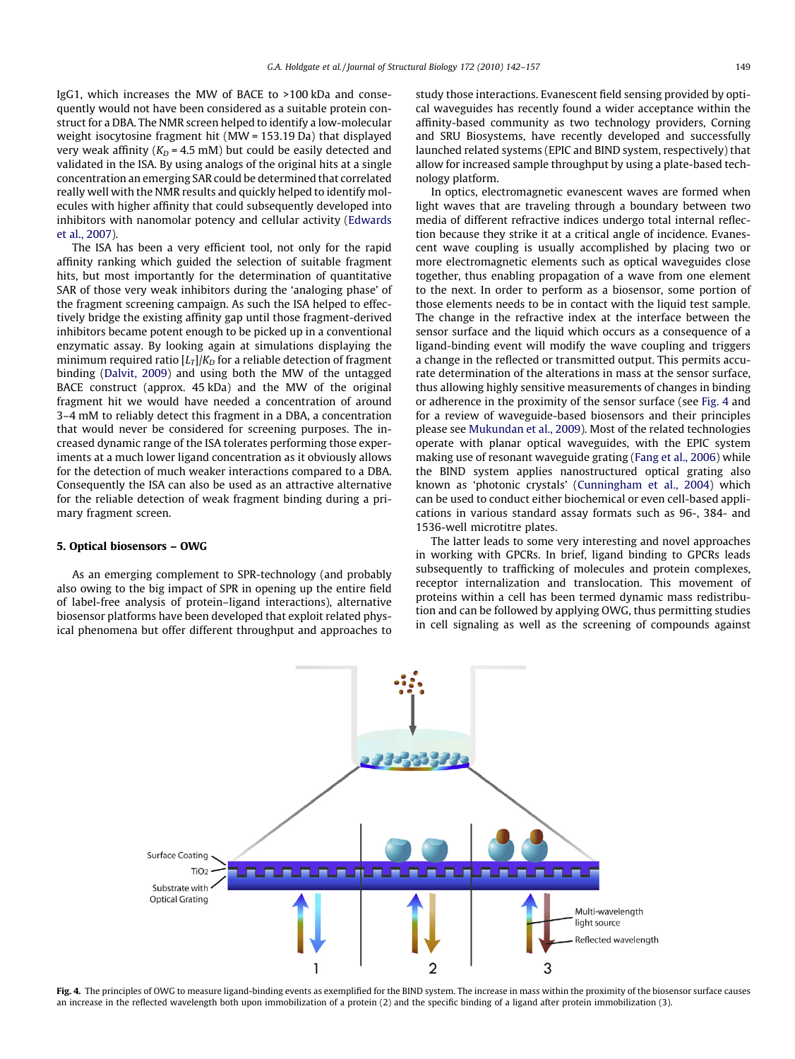IgG1, which increases the MW of BACE to >100 kDa and consequently would not have been considered as a suitable protein construct for a DBA. The NMR screen helped to identify a low-molecular weight isocytosine fragment hit (MW = 153.19 Da) that displayed very weak affinity ($K_D$ = 4.5 mM) but could be easily detected and validated in the ISA. By using analogs of the original hits at a single concentration an emerging SAR could be determined that correlated really well with the NMR results and quickly helped to identify molecules with higher affinity that could subsequently developed into inhibitors with nanomolar potency and cellular activity (Edwards et al., 2007).

The ISA has been a very efficient tool, not only for the rapid affinity ranking which guided the selection of suitable fragment hits, but most importantly for the determination of quantitative SAR of those very weak inhibitors during the 'analoging phase' of the fragment screening campaign. As such the ISA helped to effectively bridge the existing affinity gap until those fragment-derived inhibitors became potent enough to be picked up in a conventional enzymatic assay. By looking again at simulations displaying the minimum required ratio $[L_T]/K_D$ for a reliable detection of fragment binding (Dalvit, 2009) and using both the MW of the untagged BACE construct (approx. 45 kDa) and the MW of the original fragment hit we would have needed a concentration of around 3–4 mM to reliably detect this fragment in a DBA, a concentration that would never be considered for screening purposes. The increased dynamic range of the ISA tolerates performing those experiments at a much lower ligand concentration as it obviously allows for the detection of much weaker interactions compared to a DBA. Consequently the ISA can also be used as an attractive alternative for the reliable detection of weak fragment binding during a primary fragment screen.

## 5. Optical biosensors – OWG

As an emerging complement to SPR-technology (and probably also owing to the big impact of SPR in opening up the entire field of label-free analysis of protein–ligand interactions), alternative biosensor platforms have been developed that exploit related physical phenomena but offer different throughput and approaches to study those interactions. Evanescent field sensing provided by optical waveguides has recently found a wider acceptance within the affinity-based community as two technology providers, Corning and SRU Biosystems, have recently developed and successfully launched related systems (EPIC and BIND system, respectively) that allow for increased sample throughput by using a plate-based technology platform.

In optics, electromagnetic evanescent waves are formed when light waves that are traveling through a boundary between two media of different refractive indices undergo total internal reflection because they strike it at a critical angle of incidence. Evanescent wave coupling is usually accomplished by placing two or more electromagnetic elements such as optical waveguides close together, thus enabling propagation of a wave from one element to the next. In order to perform as a biosensor, some portion of those elements needs to be in contact with the liquid test sample. The change in the refractive index at the interface between the sensor surface and the liquid which occurs as a consequence of a ligand-binding event will modify the wave coupling and triggers a change in the reflected or transmitted output. This permits accurate determination of the alterations in mass at the sensor surface, thus allowing highly sensitive measurements of changes in binding or adherence in the proximity of the sensor surface (see Fig. 4 and for a review of waveguide-based biosensors and their principles please see Mukundan et al., 2009). Most of the related technologies operate with planar optical waveguides, with the EPIC system making use of resonant waveguide grating (Fang et al., 2006) while the BIND system applies nanostructured optical grating also known as 'photonic crystals' (Cunningham et al., 2004) which can be used to conduct either biochemical or even cell-based applications in various standard assay formats such as 96-, 384- and 1536-well microtitre plates.

The latter leads to some very interesting and novel approaches in working with GPCRs. In brief, ligand binding to GPCRs leads subsequently to trafficking of molecules and protein complexes, receptor internalization and translocation. This movement of proteins within a cell has been termed dynamic mass redistribution and can be followed by applying OWG, thus permitting studies in cell signaling as well as the screening of compounds against

**Fig. 4.** The principles of OWG to measure ligand-binding events as exemplified for the BIND system. The increase in mass within the proximity of the biosensor surface causes an increase in the reflected wavelength both upon immobilization of a protein (2) and the specific binding of a ligand after protein immobilization (3).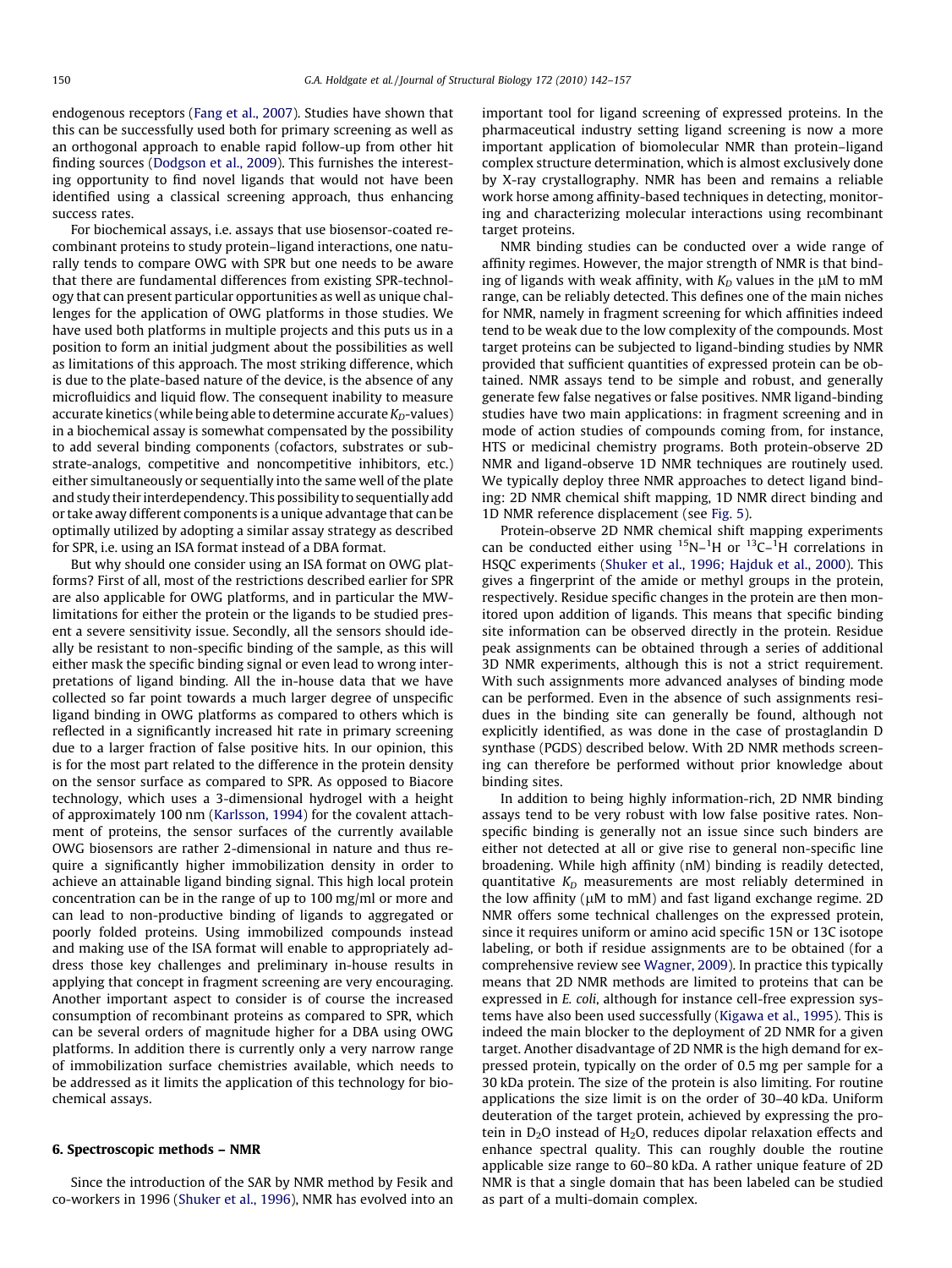endogenous receptors (Fang et al., 2007). Studies have shown that this can be successfully used both for primary screening as well as an orthogonal approach to enable rapid follow-up from other hit finding sources (Dodgson et al., 2009). This furnishes the interesting opportunity to find novel ligands that would not have been identified using a classical screening approach, thus enhancing success rates.

For biochemical assays, i.e. assays that use biosensor-coated recombinant proteins to study protein–ligand interactions, one naturally tends to compare OWG with SPR but one needs to be aware that there are fundamental differences from existing SPR-technology that can present particular opportunities as well as unique challenges for the application of OWG platforms in those studies. We have used both platforms in multiple projects and this puts us in a position to form an initial judgment about the possibilities as well as limitations of this approach. The most striking difference, which is due to the plate-based nature of the device, is the absence of any microfluidics and liquid flow. The consequent inability to measure accurate kinetics (while being able to determine accurate $K_D$-values) in a biochemical assay is somewhat compensated by the possibility to add several binding components (cofactors, substrates or substrate-analogs, competitive and noncompetitive inhibitors, etc.) either simultaneously or sequentially into the same well of the plate and study their interdependency. This possibility to sequentially add or take away different components is a unique advantage that can be optimally utilized by adopting a similar assay strategy as described for SPR, i.e. using an ISA format instead of a DBA format.

But why should one consider using an ISA format on OWG platforms? First of all, most of the restrictions described earlier for SPR are also applicable for OWG platforms, and in particular the MW-limitations for either the protein or the ligands to be studied present a severe sensitivity issue. Secondly, all the sensors should ideally be resistant to non-specific binding of the sample, as this will either mask the specific binding signal or even lead to wrong interpretations of ligand binding. All the in-house data that we have collected so far point towards a much larger degree of unspecific ligand binding in OWG platforms as compared to others which is reflected in a significantly increased hit rate in primary screening due to a larger fraction of false positive hits. In our opinion, this is for the most part related to the difference in the protein density on the sensor surface as compared to SPR. As opposed to Biacore technology, which uses a 3-dimensional hydrogel with a height of approximately 100 nm (Karlsson, 1994) for the covalent attachment of proteins, the sensor surfaces of the currently available OWG biosensors are rather 2-dimensional in nature and thus require a significantly higher immobilization density in order to achieve an attainable ligand binding signal. This high local protein concentration can be in the range of up to 100 mg/ml or more and can lead to non-productive binding of ligands to aggregated or poorly folded proteins. Using immobilized compounds instead and making use of the ISA format will enable to appropriately address those key challenges and preliminary in-house results in applying that concept in fragment screening are very encouraging. Another important aspect to consider is of course the increased consumption of recombinant proteins as compared to SPR, which can be several orders of magnitude higher for a DBA using OWG platforms. In addition there is currently only a very narrow range of immobilization surface chemistries available, which needs to be addressed as it limits the application of this technology for biochemical assays.

## 6. Spectroscopic methods – NMR

Since the introduction of the SAR by NMR method by Fesik and co-workers in 1996 (Shuker et al., 1996), NMR has evolved into an important tool for ligand screening of expressed proteins. In the pharmaceutical industry setting ligand screening is now a more important application of biomolecular NMR than protein–ligand complex structure determination, which is almost exclusively done by X-ray crystallography. NMR has been and remains a reliable work horse among affinity-based techniques in detecting, monitoring and characterizing molecular interactions using recombinant target proteins.

NMR binding studies can be conducted over a wide range of affinity regimes. However, the major strength of NMR is that binding of ligands with weak affinity, with $K_D$ values in the μM to mM range, can be reliably detected. This defines one of the main niches for NMR, namely in fragment screening for which affinities indeed tend to be weak due to the low complexity of the compounds. Most target proteins can be subjected to ligand-binding studies by NMR provided that sufficient quantities of expressed protein can be obtained. NMR assays tend to be simple and robust, and generally generate few false negatives or false positives. NMR ligand-binding studies have two main applications: in fragment screening and in mode of action studies of compounds coming from, for instance, HTS or medicinal chemistry programs. Both protein-observe 2D NMR and ligand-observe 1D NMR techniques are routinely used. We typically deploy three NMR approaches to detect ligand binding: 2D NMR chemical shift mapping, 1D NMR direct binding and 1D NMR reference displacement (see Fig. 5).

Protein-observe 2D NMR chemical shift mapping experiments can be conducted either using $^{15}$N–$^{1}$H or $^{13}$C–$^{1}$H correlations in HSQC experiments (Shuker et al., 1996; Hajduk et al., 2000). This gives a fingerprint of the amide or methyl groups in the protein, respectively. Residue specific changes in the protein are then monitored upon addition of ligands. This means that specific binding site information can be observed directly in the protein. Residue peak assignments can be obtained through a series of additional 3D NMR experiments, although this is not a strict requirement. With such assignments more advanced analyses of binding mode can be performed. Even in the absence of such assignments residues in the binding site can generally be found, although not explicitly identified, as was done in the case of prostaglandin D synthase (PGDS) described below. With 2D NMR methods screening can therefore be performed without prior knowledge about binding sites.

In addition to being highly information-rich, 2D NMR binding assays tend to be very robust with low false positive rates. Non-specific binding is generally not an issue since such binders are either not detected at all or give rise to general non-specific line broadening. While high affinity (nM) binding is readily detected, quantitative $K_D$ measurements are most reliably determined in the low affinity (μM to mM) and fast ligand exchange regime. 2D NMR offers some technical challenges on the expressed protein, since it requires uniform or amino acid specific 15N or 13C isotope labeling, or both if residue assignments are to be obtained (for a comprehensive review see Wagner, 2009). In practice this typically means that 2D NMR methods are limited to proteins that can be expressed in *E. coli*, although for instance cell-free expression systems have also been used successfully (Kigawa et al., 1995). This is indeed the main blocker to the deployment of 2D NMR for a given target. Another disadvantage of 2D NMR is the high demand for expressed protein, typically on the order of 0.5 mg per sample for a 30 kDa protein. The size of the protein is also limiting. For routine applications the size limit is on the order of 30–40 kDa. Uniform deuteration of the target protein, achieved by expressing the protein in $D_2O$ instead of $H_2O$, reduces dipolar relaxation effects and enhance spectral quality. This can roughly double the routine applicable size range to 60–80 kDa. A rather unique feature of 2D NMR is that a single domain that has been labeled can be studied as part of a multi-domain complex.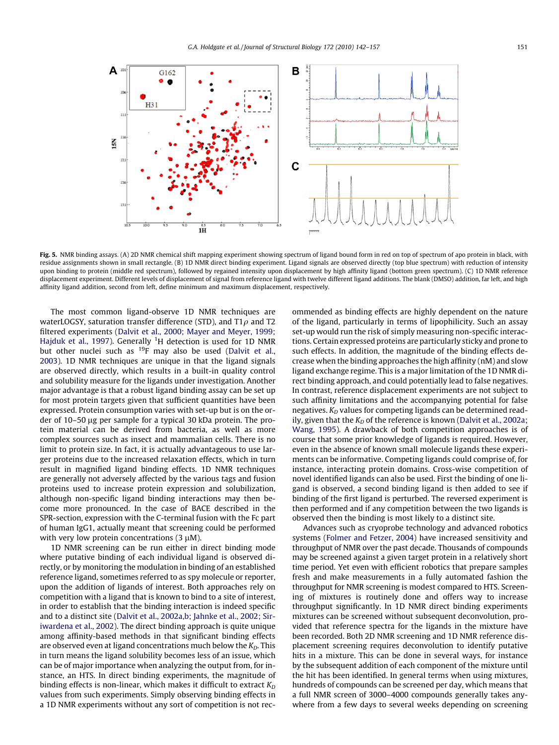**Fig. 5.** NMR binding assays. (A) 2D NMR chemical shift mapping experiment showing spectrum of ligand bound form in red on top of spectrum of apo protein in black, with residue assignments shown in small rectangle. (B) 1D NMR direct binding experiment. Ligand signals are observed directly (top blue spectrum) with reduction of intensity upon binding to protein (middle red spectrum), followed by regained intensity upon displacement by high affinity ligand (bottom green spectrum). (C) 1D NMR reference displacement experiment. Different levels of displacement of signal from reference ligand with twelve different ligand additions. The blank (DMSO) addition, far left, and high affinity ligand addition, second from left, define minimum and maximum displacement, respectively.

The most common ligand-observe 1D NMR techniques are waterLOGSY, saturation transfer difference (STD), and T1$\rho$ and T2 filtered experiments (Dalvit et al., 2000; Mayer and Meyer, 1999; Hajduk et al., 1997). Generally $^{1}$H detection is used for 1D NMR but other nuclei such as $^{19}$F may also be used (Dalvit et al., 2003). 1D NMR techniques are unique in that the ligand signals are observed directly, which results in a built-in quality control and solubility measure for the ligands under investigation. Another major advantage is that a robust ligand binding assay can be set up for most protein targets given that sufficient quantities have been expressed. Protein consumption varies with set-up but is on the order of 10–50 µg per sample for a typical 30 kDa protein. The protein material can be derived from bacteria, as well as more complex sources such as insect and mammalian cells. There is no limit to protein size. In fact, it is actually advantageous to use larger proteins due to the increased relaxation effects, which in turn result in magnified ligand binding effects. 1D NMR techniques are generally not adversely affected by the various tags and fusion proteins used to increase protein expression and solubilization, although non-specific ligand binding interactions may then become more pronounced. In the case of BACE described in the SPR-section, expression with the C-terminal fusion with the Fc part of human IgG1, actually meant that screening could be performed with very low protein concentrations (3 µM).

1D NMR screening can be run either in direct binding mode where putative binding of each individual ligand is observed directly, or by monitoring the modulation in binding of an established reference ligand, sometimes referred to as spy molecule or reporter, upon the addition of ligands of interest. Both approaches rely on competition with a ligand that is known to bind to a site of interest, in order to establish that the binding interaction is indeed specific and to a distinct site (Dalvit et al., 2002a,b; Jahnke et al., 2002; Siriwardena et al., 2002). The direct binding approach is quite unique among affinity-based methods in that significant binding effects are observed even at ligand concentrations much below the $K_D$. This in turn means the ligand solubility becomes less of an issue, which can be of major importance when analyzing the output from, for instance, an HTS. In direct binding experiments, the magnitude of binding effects is non-linear, which makes it difficult to extract $K_D$ values from such experiments. Simply observing binding effects in a 1D NMR experiments without any sort of competition is not recommended as binding effects are highly dependent on the nature of the ligand, particularly in terms of lipophilicity. Such an assay set-up would run the risk of simply measuring non-specific interactions. Certain expressed proteins are particularly sticky and prone to such effects. In addition, the magnitude of the binding effects decrease when the binding approaches the high affinity (nM) and slow ligand exchange regime. This is a major limitation of the 1D NMR direct binding approach, and could potentially lead to false negatives. In contrast, reference displacement experiments are not subject to such affinity limitations and the accompanying potential for false negatives. $K_D$ values for competing ligands can be determined readily, given that the $K_D$ of the reference is known (Dalvit et al., 2002a; Wang, 1995). A drawback of both competition approaches is of course that some prior knowledge of ligands is required. However, even in the absence of known small molecule ligands these experiments can be informative. Competing ligands could comprise of, for instance, interacting protein domains. Cross-wise competition of novel identified ligands can also be used. First the binding of one ligand is observed, a second binding ligand is then added to see if binding of the first ligand is perturbed. The reversed experiment is then performed and if any competition between the two ligands is observed then the binding is most likely to a distinct site.

Advances such as cryoprobe technology and advanced robotics systems (Folmer and Fetzer, 2004) have increased sensitivity and throughput of NMR over the past decade. Thousands of compounds may be screened against a given target protein in a relatively short time period. Yet even with efficient robotics that prepare samples fresh and make measurements in a fully automated fashion the throughput for NMR screening is modest compared to HTS. Screening of mixtures is routinely done and offers way to increase throughput significantly. In 1D NMR direct binding experiments mixtures can be screened without subsequent deconvolution, provided that reference spectra for the ligands in the mixture have been recorded. Both 2D NMR screening and 1D NMR reference displacement screening requires deconvolution to identify putative hits in a mixture. This can be done in several ways, for instance by the subsequent addition of each component of the mixture until the hit has been identified. In general terms when using mixtures, hundreds of compounds can be screened per day, which means that a full NMR screen of 3000–4000 compounds generally takes anywhere from a few days to several weeks depending on screening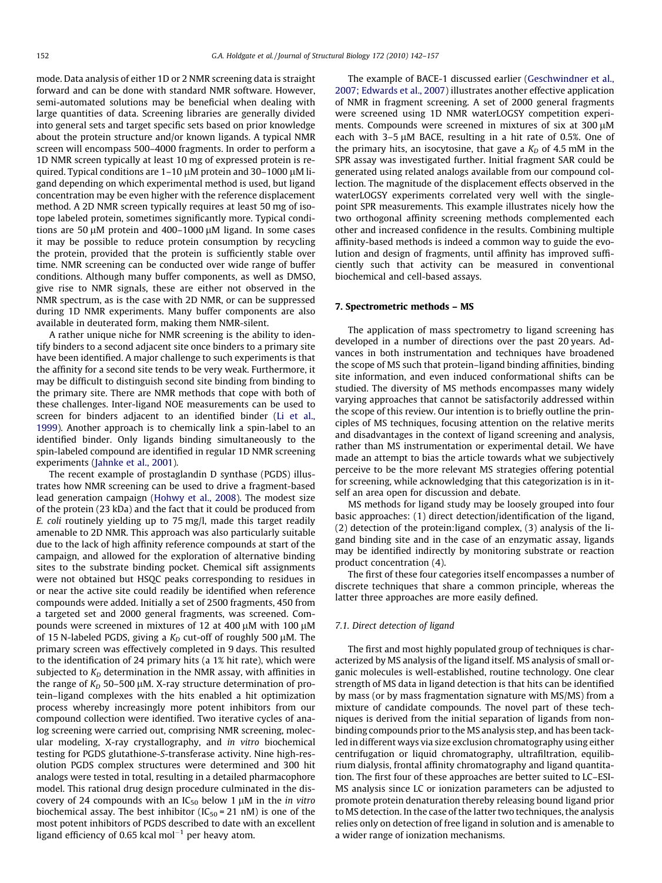mode. Data analysis of either 1D or 2 NMR screening data is straight forward and can be done with standard NMR software. However, semi-automated solutions may be beneficial when dealing with large quantities of data. Screening libraries are generally divided into general sets and target specific sets based on prior knowledge about the protein structure and/or known ligands. A typical NMR screen will encompass 500–4000 fragments. In order to perform a 1D NMR screen typically at least 10 mg of expressed protein is required. Typical conditions are 1–10 μM protein and 30–1000 μM ligand depending on which experimental method is used, but ligand concentration may be even higher with the reference displacement method. A 2D NMR screen typically requires at least 50 mg of isotope labeled protein, sometimes significantly more. Typical conditions are 50 μM protein and 400–1000 μM ligand. In some cases it may be possible to reduce protein consumption by recycling the protein, provided that the protein is sufficiently stable over time. NMR screening can be conducted over wide range of buffer conditions. Although many buffer components, as well as DMSO, give rise to NMR signals, these are either not observed in the NMR spectrum, as is the case with 2D NMR, or can be suppressed during 1D NMR experiments. Many buffer components are also available in deuterated form, making them NMR-silent.

A rather unique niche for NMR screening is the ability to identify binders to a second adjacent site once binders to a primary site have been identified. A major challenge to such experiments is that the affinity for a second site tends to be very weak. Furthermore, it may be difficult to distinguish second site binding from binding to the primary site. There are NMR methods that cope with both of these challenges. Inter-ligand NOE measurements can be used to screen for binders adjacent to an identified binder (Li et al., 1999). Another approach is to chemically link a spin-label to an identified binder. Only ligands binding simultaneously to the spin-labeled compound are identified in regular 1D NMR screening experiments (Jahnke et al., 2001).

The recent example of prostaglandin D synthase (PGDS) illustrates how NMR screening can be used to drive a fragment-based lead generation campaign (Hohwy et al., 2008). The modest size of the protein (23 kDa) and the fact that it could be produced from *E. coli* routinely yielding up to 75 mg/l, made this target readily amenable to 2D NMR. This approach was also particularly suitable due to the lack of high affinity reference compounds at start of the campaign, and allowed for the exploration of alternative binding sites to the substrate binding pocket. Chemical sift assignments were not obtained but HSQC peaks corresponding to residues in or near the active site could readily be identified when reference compounds were added. Initially a set of 2500 fragments, 450 from a targeted set and 2000 general fragments, was screened. Compounds were screened in mixtures of 12 at 400 μM with 100 μM of 15 N-labeled PGDS, giving a $K_D$ cut-off of roughly 500 μM. The primary screen was effectively completed in 9 days. This resulted to the identification of 24 primary hits (a 1% hit rate), which were subjected to $K_D$ determination in the NMR assay, with affinities in the range of $K_D$ 50–500 μM. X-ray structure determination of protein–ligand complexes with the hits enabled a hit optimization process whereby increasingly more potent inhibitors from our compound collection were identified. Two iterative cycles of analog screening were carried out, comprising NMR screening, molecular modeling, X-ray crystallography, and *in vitro* biochemical testing for PGDS glutathione-*S*-transferase activity. Nine high-resolution PGDS complex structures were determined and 300 hit analogs were tested in total, resulting in a detailed pharmacophore model. This rational drug design procedure culminated in the discovery of 24 compounds with an $IC_{50}$ below 1 μM in the *in vitro* biochemical assay. The best inhibitor ($IC_{50}$ = 21 nM) is one of the most potent inhibitors of PGDS described to date with an excellent ligand efficiency of 0.65 kcal $mol^{-1}$ per heavy atom.

The example of BACE-1 discussed earlier (Geschwindner et al., 2007; Edwards et al., 2007) illustrates another effective application of NMR in fragment screening. A set of 2000 general fragments were screened using 1D NMR waterLOGSY competition experiments. Compounds were screened in mixtures of six at 300 μM each with 3–5 μM BACE, resulting in a hit rate of 0.5%. One of the primary hits, an isocytosine, that gave a $K_D$ of 4.5 mM in the SPR assay was investigated further. Initial fragment SAR could be generated using related analogs available from our compound collection. The magnitude of the displacement effects observed in the waterLOGSY experiments correlated very well with the single-point SPR measurements. This example illustrates nicely how the two orthogonal affinity screening methods complemented each other and increased confidence in the results. Combining multiple affinity-based methods is indeed a common way to guide the evolution and design of fragments, until affinity has improved sufficiently such that activity can be measured in conventional biochemical and cell-based assays.

## 7. Spectrometric methods – MS

The application of mass spectrometry to ligand screening has developed in a number of directions over the past 20 years. Advances in both instrumentation and techniques have broadened the scope of MS such that protein–ligand binding affinities, binding site information, and even induced conformational shifts can be studied. The diversity of MS methods encompasses many widely varying approaches that cannot be satisfactorily addressed within the scope of this review. Our intention is to briefly outline the principles of MS techniques, focusing attention on the relative merits and disadvantages in the context of ligand screening and analysis, rather than MS instrumentation or experimental detail. We have made an attempt to bias the article towards what we subjectively perceive to be the more relevant MS strategies offering potential for screening, while acknowledging that this categorization is in itself an area open for discussion and debate.

MS methods for ligand study may be loosely grouped into four basic approaches: (1) direct detection/identification of the ligand, (2) detection of the protein:ligand complex, (3) analysis of the ligand binding site and in the case of an enzymatic assay, ligands may be identified indirectly by monitoring substrate or reaction product concentration (4).

The first of these four categories itself encompasses a number of discrete techniques that share a common principle, whereas the latter three approaches are more easily defined.

### 7.1. Direct detection of ligand

The first and most highly populated group of techniques is characterized by MS analysis of the ligand itself. MS analysis of small organic molecules is well-established, routine technology. One clear strength of MS data in ligand detection is that hits can be identified by mass (or by mass fragmentation signature with MS/MS) from a mixture of candidate compounds. The novel part of these techniques is derived from the initial separation of ligands from non-binding compounds prior to the MS analysis step, and has been tackled in different ways via size exclusion chromatography using either centrifugation or liquid chromatography, ultrafiltration, equilibrium dialysis, frontal affinity chromatography and ligand quantitation. The first four of these approaches are better suited to LC–ESI-MS analysis since LC or ionization parameters can be adjusted to promote protein denaturation thereby releasing bound ligand prior to MS detection. In the case of the latter two techniques, the analysis relies only on detection of free ligand in solution and is amenable to a wider range of ionization mechanisms.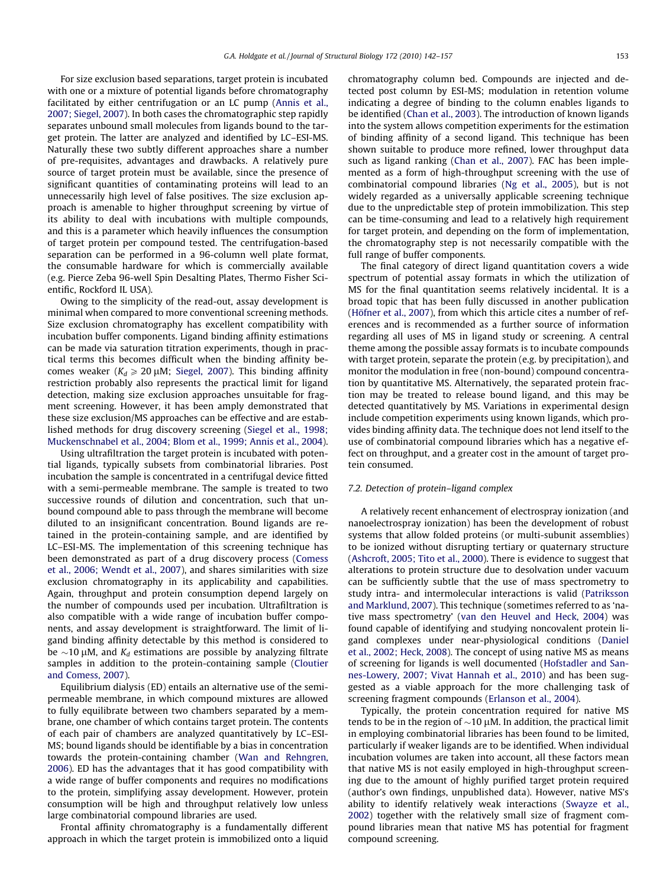For size exclusion based separations, target protein is incubated with one or a mixture of potential ligands before chromatography facilitated by either centrifugation or an LC pump (Annis et al., 2007; Siegel, 2007). In both cases the chromatographic step rapidly separates unbound small molecules from ligands bound to the target protein. The latter are analyzed and identified by LC–ESI-MS. Naturally these two subtly different approaches share a number of pre-requisites, advantages and drawbacks. A relatively pure source of target protein must be available, since the presence of significant quantities of contaminating proteins will lead to an unnecessarily high level of false positives. The size exclusion approach is amenable to higher throughput screening by virtue of its ability to deal with incubations with multiple compounds, and this is a parameter which heavily influences the consumption of target protein per compound tested. The centrifugation-based separation can be performed in a 96-column well plate format, the consumable hardware for which is commercially available (e.g. Pierce Zeba 96-well Spin Desalting Plates, Thermo Fisher Scientific, Rockford IL USA).

Owing to the simplicity of the read-out, assay development is minimal when compared to more conventional screening methods. Size exclusion chromatography has excellent compatibility with incubation buffer components. Ligand binding affinity estimations can be made via saturation titration experiments, though in practical terms this becomes difficult when the binding affinity becomes weaker ($K_d \geqslant 20\ \mu\text{M}$; Siegel, 2007). This binding affinity restriction probably also represents the practical limit for ligand detection, making size exclusion approaches unsuitable for fragment screening. However, it has been amply demonstrated that these size exclusion/MS approaches can be effective and are established methods for drug discovery screening (Siegel et al., 1998; Muckenschnabel et al., 2004; Blom et al., 1999; Annis et al., 2004).

Using ultrafiltration the target protein is incubated with potential ligands, typically subsets from combinatorial libraries. Post incubation the sample is concentrated in a centrifugal device fitted with a semi-permeable membrane. The sample is treated to two successive rounds of dilution and concentration, such that unbound compound able to pass through the membrane will become diluted to an insignificant concentration. Bound ligands are retained in the protein-containing sample, and are identified by LC–ESI-MS. The implementation of this screening technique has been demonstrated as part of a drug discovery process (Comess et al., 2006; Wendt et al., 2007), and shares similarities with size exclusion chromatography in its applicability and capabilities. Again, throughput and protein consumption depend largely on the number of compounds used per incubation. Ultrafiltration is also compatible with a wide range of incubation buffer components, and assay development is straightforward. The limit of ligand binding affinity detectable by this method is considered to be ~10 μM, and $K_d$ estimations are possible by analyzing filtrate samples in addition to the protein-containing sample (Cloutier and Comess, 2007).

Equilibrium dialysis (ED) entails an alternative use of the semi-permeable membrane, in which compound mixtures are allowed to fully equilibrate between two chambers separated by a membrane, one chamber of which contains target protein. The contents of each pair of chambers are analyzed quantitatively by LC–ESI-MS; bound ligands should be identifiable by a bias in concentration towards the protein-containing chamber (Wan and Rehngren, 2006). ED has the advantages that it has good compatibility with a wide range of buffer components and requires no modifications to the protein, simplifying assay development. However, protein consumption will be high and throughput relatively low unless large combinatorial compound libraries are used.

Frontal affinity chromatography is a fundamentally different approach in which the target protein is immobilized onto a liquid chromatography column bed. Compounds are injected and detected post column by ESI-MS; modulation in retention volume indicating a degree of binding to the column enables ligands to be identified (Chan et al., 2003). The introduction of known ligands into the system allows competition experiments for the estimation of binding affinity of a second ligand. This technique has been shown suitable to produce more refined, lower throughput data such as ligand ranking (Chan et al., 2007). FAC has been implemented as a form of high-throughput screening with the use of combinatorial compound libraries (Ng et al., 2005), but is not widely regarded as a universally applicable screening technique due to the unpredictable step of protein immobilization. This step can be time-consuming and lead to a relatively high requirement for target protein, and depending on the form of implementation, the chromatography step is not necessarily compatible with the full range of buffer components.

The final category of direct ligand quantitation covers a wide spectrum of potential assay formats in which the utilization of MS for the final quantitation seems relatively incidental. It is a broad topic that has been fully discussed in another publication (Höfner et al., 2007), from which this article cites a number of references and is recommended as a further source of information regarding all uses of MS in ligand study or screening. A central theme among the possible assay formats is to incubate compounds with target protein, separate the protein (e.g. by precipitation), and monitor the modulation in free (non-bound) compound concentration by quantitative MS. Alternatively, the separated protein fraction may be treated to release bound ligand, and this may be detected quantitatively by MS. Variations in experimental design include competition experiments using known ligands, which provides binding affinity data. The technique does not lend itself to the use of combinatorial compound libraries which has a negative effect on throughput, and a greater cost in the amount of target protein consumed.

### 7.2. Detection of protein–ligand complex

A relatively recent enhancement of electrospray ionization (and nanoelectrospray ionization) has been the development of robust systems that allow folded proteins (or multi-subunit assemblies) to be ionized without disrupting tertiary or quaternary structure (Ashcroft, 2005; Tito et al., 2000). There is evidence to suggest that alterations to protein structure due to desolvation under vacuum can be sufficiently subtle that the use of mass spectrometry to study intra- and intermolecular interactions is valid (Patriksson and Marklund, 2007). This technique (sometimes referred to as 'native mass spectrometry' (van den Heuvel and Heck, 2004) was found capable of identifying and studying noncovalent protein ligand complexes under near-physiological conditions (Daniel et al., 2002; Heck, 2008). The concept of using native MS as means of screening for ligands is well documented (Hofstadler and Sannes-Lowery, 2007; Vivat Hannah et al., 2010) and has been suggested as a viable approach for the more challenging task of screening fragment compounds (Erlanson et al., 2004).

Typically, the protein concentration required for native MS tends to be in the region of ~10 μM. In addition, the practical limit in employing combinatorial libraries has been found to be limited, particularly if weaker ligands are to be identified. When individual incubation volumes are taken into account, all these factors mean that native MS is not easily employed in high-throughput screening due to the amount of highly purified target protein required (author's own findings, unpublished data). However, native MS's ability to identify relatively weak interactions (Swayze et al., 2002) together with the relatively small size of fragment compound libraries mean that native MS has potential for fragment compound screening.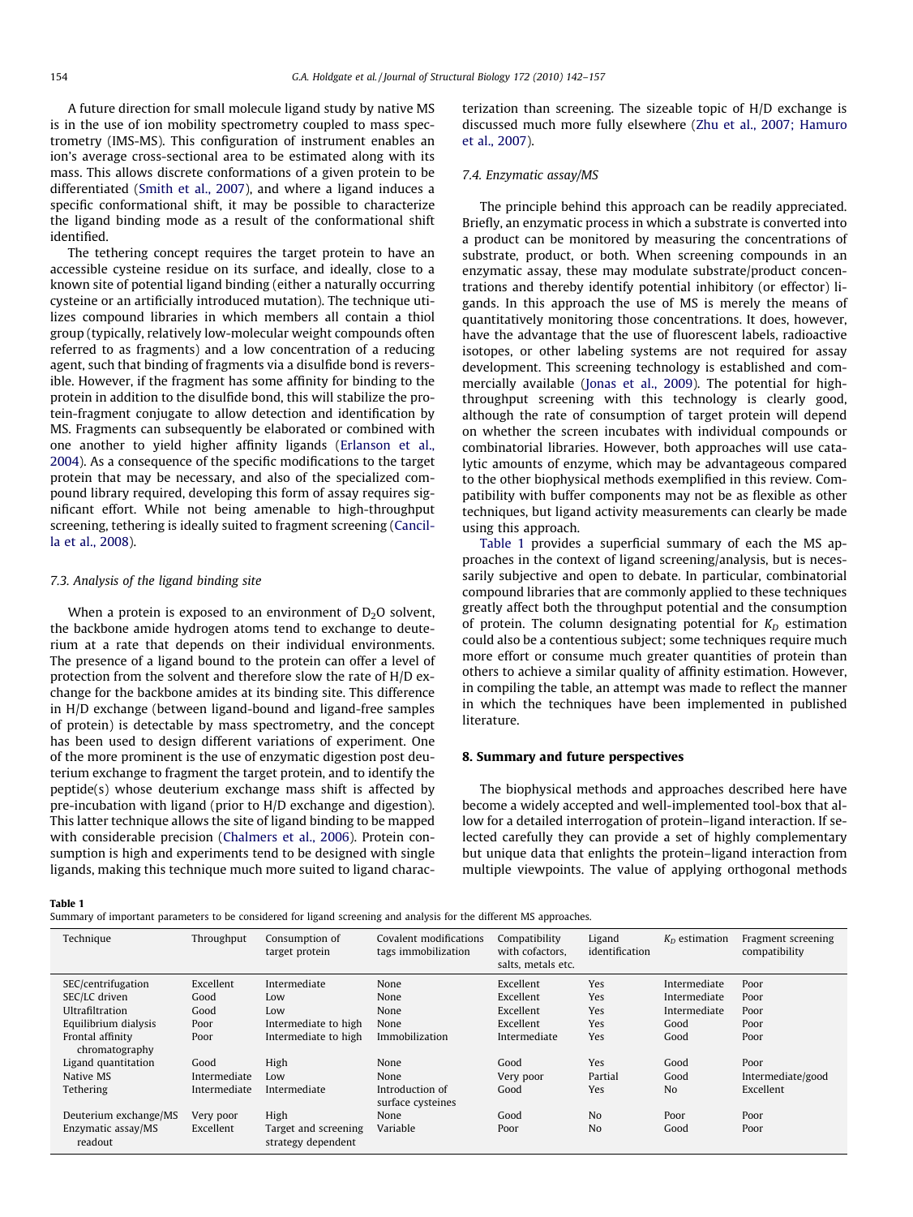A future direction for small molecule ligand study by native MS is in the use of ion mobility spectrometry coupled to mass spectrometry (IMS-MS). This configuration of instrument enables an ion's average cross-sectional area to be estimated along with its mass. This allows discrete conformations of a given protein to be differentiated (Smith et al., 2007), and where a ligand induces a specific conformational shift, it may be possible to characterize the ligand binding mode as a result of the conformational shift identified.

The tethering concept requires the target protein to have an accessible cysteine residue on its surface, and ideally, close to a known site of potential ligand binding (either a naturally occurring cysteine or an artificially introduced mutation). The technique utilizes compound libraries in which members all contain a thiol group (typically, relatively low-molecular weight compounds often referred to as fragments) and a low concentration of a reducing agent, such that binding of fragments via a disulfide bond is reversible. However, if the fragment has some affinity for binding to the protein in addition to the disulfide bond, this will stabilize the protein-fragment conjugate to allow detection and identification by MS. Fragments can subsequently be elaborated or combined with one another to yield higher affinity ligands (Erlanson et al., 2004). As a consequence of the specific modifications to the target protein that may be necessary, and also of the specialized compound library required, developing this form of assay requires significant effort. While not being amenable to high-throughput screening, tethering is ideally suited to fragment screening (Cancilla et al., 2008).

### 7.3. Analysis of the ligand binding site

When a protein is exposed to an environment of $D_2O$ solvent, the backbone amide hydrogen atoms tend to exchange to deuterium at a rate that depends on their individual environments. The presence of a ligand bound to the protein can offer a level of protection from the solvent and therefore slow the rate of H/D exchange for the backbone amides at its binding site. This difference in H/D exchange (between ligand-bound and ligand-free samples of protein) is detectable by mass spectrometry, and the concept has been used to design different variations of experiment. One of the more prominent is the use of enzymatic digestion post deuterium exchange to fragment the target protein, and to identify the peptide(s) whose deuterium exchange mass shift is affected by pre-incubation with ligand (prior to H/D exchange and digestion). This latter technique allows the site of ligand binding to be mapped with considerable precision (Chalmers et al., 2006). Protein consumption is high and experiments tend to be designed with single ligands, making this technique much more suited to ligand characterization than screening. The sizeable topic of H/D exchange is discussed much more fully elsewhere (Zhu et al., 2007; Hamuro et al., 2007).

### 7.4. Enzymatic assay/MS

The principle behind this approach can be readily appreciated. Briefly, an enzymatic process in which a substrate is converted into a product can be monitored by measuring the concentrations of substrate, product, or both. When screening compounds in an enzymatic assay, these may modulate substrate/product concentrations and thereby identify potential inhibitory (or effector) ligands. In this approach the use of MS is merely the means of quantitatively monitoring those concentrations. It does, however, have the advantage that the use of fluorescent labels, radioactive isotopes, or other labeling systems are not required for assay development. This screening technology is established and commercially available (Jonas et al., 2009). The potential for high-throughput screening with this technology is clearly good, although the rate of consumption of target protein will depend on whether the screen incubates with individual compounds or combinatorial libraries. However, both approaches will use catalytic amounts of enzyme, which may be advantageous compared to the other biophysical methods exemplified in this review. Compatibility with buffer components may not be as flexible as other techniques, but ligand activity measurements can clearly be made using this approach.

Table 1 provides a superficial summary of each the MS approaches in the context of ligand screening/analysis, but is necessarily subjective and open to debate. In particular, combinatorial compound libraries that are commonly applied to these techniques greatly affect both the throughput potential and the consumption of protein. The column designating potential for $K_D$ estimation could also be a contentious subject; some techniques require much more effort or consume much greater quantities of protein than others to achieve a similar quality of affinity estimation. However, in compiling the table, an attempt was made to reflect the manner in which the techniques have been implemented in published literature.

## 8. Summary and future perspectives

The biophysical methods and approaches described here have become a widely accepted and well-implemented tool-box that allow for a detailed interrogation of protein–ligand interaction. If selected carefully they can provide a set of highly complementary but unique data that enlights the protein–ligand interaction from multiple viewpoints. The value of applying orthogonal methods

**Table 1**
Summary of important parameters to be considered for ligand screening and analysis for the different MS approaches.

| Technique | Throughput | Consumption of target protein | Covalent modifications tags immobilization | Compatibility with cofactors, salts, metals etc. | Ligand identification | $K_D$ estimation | Fragment screening compatibility |
|---|---|---|---|---|---|---|---|
| SEC/centrifugation | Excellent | Intermediate | None | Excellent | Yes | Intermediate | Poor |
| SEC/LC driven | Good | Low | None | Excellent | Yes | Intermediate | Poor |
| Ultrafiltration | Good | Low | None | Excellent | Yes | Intermediate | Poor |
| Equilibrium dialysis | Poor | Intermediate to high | None | Excellent | Yes | Good | Poor |
| Frontal affinity chromatography | Poor | Intermediate to high | Immobilization | Intermediate | Yes | Good | Poor |
| Ligand quantitation | Good | High | None | Good | Yes | Good | Poor |
| Native MS | Intermediate | Low | None | Very poor | Partial | Good | Intermediate/good |
| Tethering | Intermediate | Intermediate | Introduction of surface cysteines | Good | Yes | No | Excellent |
| Deuterium exchange/MS | Very poor | High | None | Good | No | Poor | Poor |
| Enzymatic assay/MS readout | Excellent | Target and screening strategy dependent | Variable | Poor | No | Good | Poor |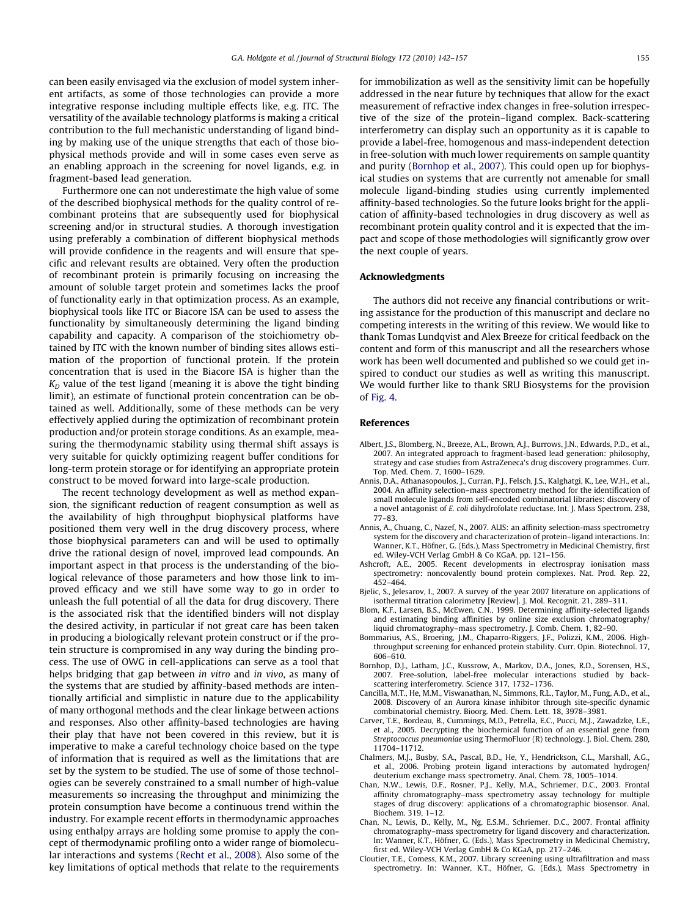can been easily envisaged via the exclusion of model system inherent artifacts, as some of those technologies can provide a more integrative response including multiple effects like, e.g. ITC. The versatility of the available technology platforms is making a critical contribution to the full mechanistic understanding of ligand binding by making use of the unique strengths that each of those biophysical methods provide and will in some cases even serve as an enabling approach in the screening for novel ligands, e.g. in fragment-based lead generation.

Furthermore one can not underestimate the high value of some of the described biophysical methods for the quality control of recombinant proteins that are subsequently used for biophysical screening and/or in structural studies. A thorough investigation using preferably a combination of different biophysical methods will provide confidence in the reagents and will ensure that specific and relevant results are obtained. Very often the production of recombinant protein is primarily focusing on increasing the amount of soluble target protein and sometimes lacks the proof of functionality early in that optimization process. As an example, biophysical tools like ITC or Biacore ISA can be used to assess the functionality by simultaneously determining the ligand binding capability and capacity. A comparison of the stoichiometry obtained by ITC with the known number of binding sites allows estimation of the proportion of functional protein. If the protein concentration that is used in the Biacore ISA is higher than the $K_D$ value of the test ligand (meaning it is above the tight binding limit), an estimate of functional protein concentration can be obtained as well. Additionally, some of these methods can be very effectively applied during the optimization of recombinant protein production and/or protein storage conditions. As an example, measuring the thermodynamic stability using thermal shift assays is very suitable for quickly optimizing reagent buffer conditions for long-term protein storage or for identifying an appropriate protein construct to be moved forward into large-scale production.

The recent technology development as well as method expansion, the significant reduction of reagent consumption as well as the availability of high throughput biophysical platforms have positioned them very well in the drug discovery process, where those biophysical parameters can and will be used to optimally drive the rational design of novel, improved lead compounds. An important aspect in that process is the understanding of the biological relevance of those parameters and how those link to improved efficacy and we still have some way to go in order to unleash the full potential of all the data for drug discovery. There is the associated risk that the identified binders will not display the desired activity, in particular if not great care has been taken in producing a biologically relevant protein construct or if the protein structure is compromised in any way during the binding process. The use of OWG in cell-applications can serve as a tool that helps bridging that gap between *in vitro* and *in vivo*, as many of the systems that are studied by affinity-based methods are intentionally artificial and simplistic in nature due to the applicability of many orthogonal methods and the clear linkage between actions and responses. Also other affinity-based technologies are having their play that have not been covered in this review, but it is imperative to make a careful technology choice based on the type of information that is required as well as the limitations that are set by the system to be studied. The use of some of those technologies can be severely constrained to a small number of high-value measurements so increasing the throughput and minimizing the protein consumption have become a continuous trend within the industry. For example recent efforts in thermodynamic approaches using enthalpy arrays are holding some promise to apply the concept of thermodynamic profiling onto a wider range of biomolecular interactions and systems (Recht et al., 2008). Also some of the key limitations of optical methods that relate to the requirements for immobilization as well as the sensitivity limit can be hopefully addressed in the near future by techniques that allow for the exact measurement of refractive index changes in free-solution irrespective of the size of the protein–ligand complex. Back-scattering interferometry can display such an opportunity as it is capable to provide a label-free, homogenous and mass-independent detection in free-solution with much lower requirements on sample quantity and purity (Bornhop et al., 2007). This could open up for biophysical studies on systems that are currently not amenable for small molecule ligand-binding studies using currently implemented affinity-based technologies. So the future looks bright for the application of affinity-based technologies in drug discovery as well as recombinant protein quality control and it is expected that the impact and scope of those methodologies will significantly grow over the next couple of years.

## Acknowledgments

The authors did not receive any financial contributions or writing assistance for the production of this manuscript and declare no competing interests in the writing of this review. We would like to thank Tomas Lundqvist and Alex Breeze for critical feedback on the content and form of this manuscript and all the researchers whose work has been well documented and published so we could get inspired to conduct our studies as well as writing this manuscript. We would further like to thank SRU Biosystems for the provision of Fig. 4.

## References

Albert, J.S., Blomberg, N., Breeze, A.L., Brown, A.J., Burrows, J.N., Edwards, P.D., et al., 2007. An integrated approach to fragment-based lead generation: philosophy, strategy and case studies from AstraZeneca's drug discovery programmes. Curr. Top. Med. Chem. 7, 1600–1629.

Annis, D.A., Athanasopoulos, J., Curran, P.J., Felsch, J.S., Kalghatgi, K., Lee, W.H., et al., 2004. An affinity selection–mass spectrometry method for the identification of small molecule ligands from self-encoded combinatorial libraries: discovery of a novel antagonist of *E. coli* dihydrofolate reductase. Int. J. Mass Spectrom. 238, 77–83.

Annis, A., Chuang, C., Nazef, N., 2007. ALIS: an affinity selection-mass spectrometry system for the discovery and characterization of protein–ligand interactions. In: Wanner, K.T., Höfner, G. (Eds.), Mass Spectrometry in Medicinal Chemistry, first ed. Wiley-VCH Verlag GmbH & Co KGaA, pp. 121–156.

Ashcroft, A.E., 2005. Recent developments in electrospray ionisation mass spectrometry: noncovalently bound protein complexes. Nat. Prod. Rep. 22, 452–464.

Bjelic, S., Jelesarov, I., 2007. A survey of the year 2007 literature on applications of isothermal titration calorimetry [Review]. J. Mol. Recognit. 21, 289–311.

Blom, K.F., Larsen, B.S., McEwen, C.N., 1999. Determining affinity-selected ligands and estimating binding affinities by online size exclusion chromatography/liquid chromatography–mass spectrometry. J. Comb. Chem. 1, 82–90.

Bommarius, A.S., Broering, J.M., Chaparro-Riggers, J.F., Polizzi, K.M., 2006. High-throughput screening for enhanced protein stability. Curr. Opin. Biotechnol. 17, 606–610.

Bornhop, D.J., Latham, J.C., Kussrow, A., Markov, D.A., Jones, R.D., Sorensen, H.S., 2007. Free-solution, label-free molecular interactions studied by back-scattering interferometry. Science 317, 1732–1736.

Cancilla, M.T., He, M.M., Viswanathan, N., Simmons, R.L., Taylor, M., Fung, A.D., et al., 2008. Discovery of an Aurora kinase inhibitor through site-specific dynamic combinatorial chemistry. Bioorg. Med. Chem. Lett. 18, 3978–3981.

Carver, T.E., Bordeau, B., Cummings, M.D., Petrella, E.C., Pucci, M.J., Zawadzke, L.E., et al., 2005. Decrypting the biochemical function of an essential gene from *Streptococcus pneumoniae* using ThermoFluor (R) technology. J. Biol. Chem. 280, 11704–11712.

Chalmers, M.J., Busby, S.A., Pascal, B.D., He, Y., Hendrickson, C.L., Marshall, A.G., et al., 2006. Probing protein ligand interactions by automated hydrogen/deuterium exchange mass spectrometry. Anal. Chem. 78, 1005–1014.

Chan, N.W., Lewis, D.F., Rosner, P.J., Kelly, M.A., Schriemer, D.C., 2003. Frontal affinity chromatography–mass spectrometry assay technology for multiple stages of drug discovery: applications of a chromatographic biosensor. Anal. Biochem. 319, 1–12.

Chan, N., Lewis, D., Kelly, M., Ng, E.S.M., Schriemer, D.C., 2007. Frontal affinity chromatography–mass spectrometry for ligand discovery and characterization. In: Wanner, K.T., Höfner, G. (Eds.), Mass Spectrometry in Medicinal Chemistry, first ed. Wiley-VCH Verlag GmbH & Co KGaA, pp. 217–246.

Cloutier, T.E., Comess, K.M., 2007. Library screening using ultrafiltration and mass spectrometry. In: Wanner, K.T., Höfner, G. (Eds.), Mass Spectrometry in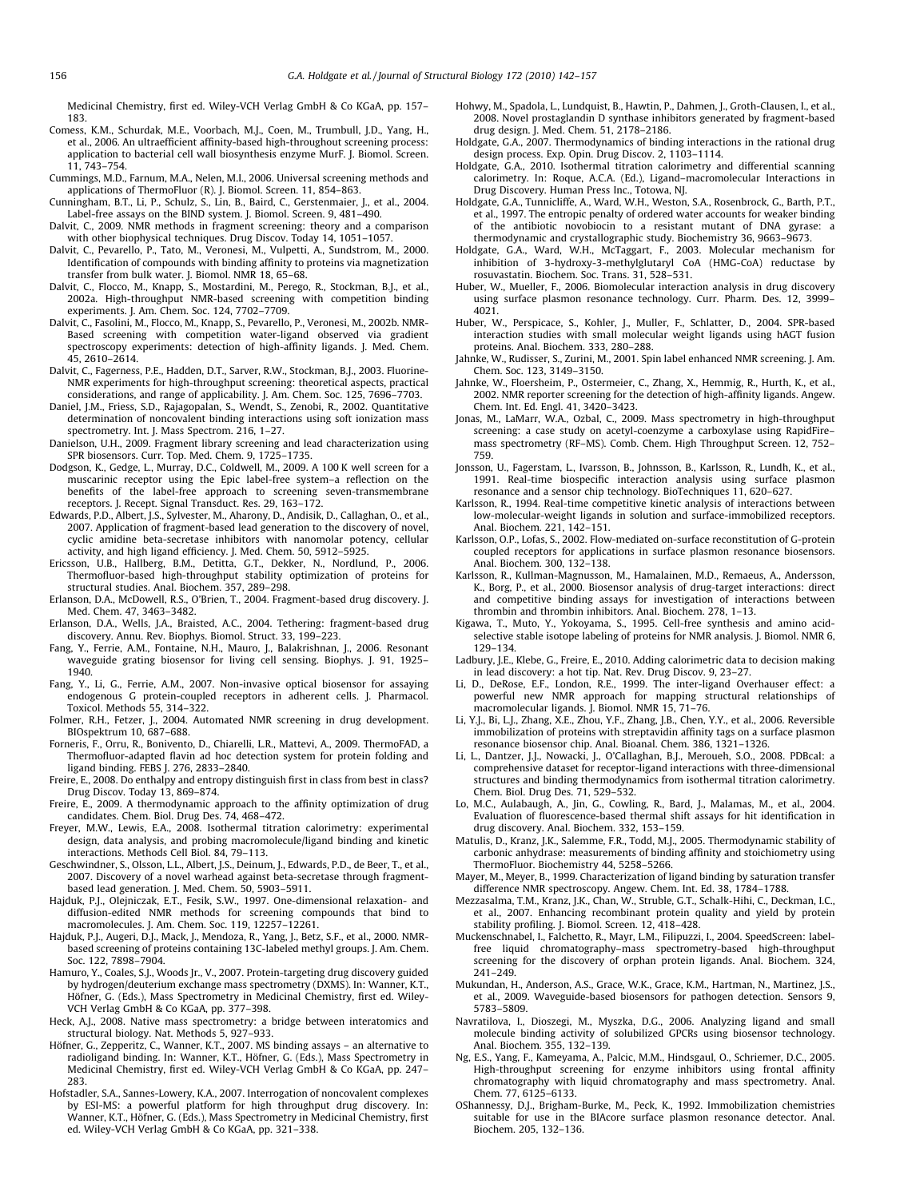Medicinal Chemistry, first ed. Wiley-VCH Verlag GmbH & Co KGaA, pp. 157–183.

Comess, K.M., Schurdak, M.E., Voorbach, M.J., Coen, M., Trumbull, J.D., Yang, H., et al., 2006. An ultraefficient affinity-based high-throughout screening process: application to bacterial cell wall biosynthesis enzyme MurF. J. Biomol. Screen. 11, 743–754.

Cummings, M.D., Farnum, M.A., Nelen, M.I., 2006. Universal screening methods and applications of ThermoFluor (R). J. Biomol. Screen. 11, 854–863.

Cunningham, B.T., Li, P., Schulz, S., Lin, B., Baird, C., Gerstenmaier, J., et al., 2004. Label-free assays on the BIND system. J. Biomol. Screen. 9, 481–490.

Dalvit, C., 2009. NMR methods in fragment screening: theory and a comparison with other biophysical techniques. Drug Discov. Today 14, 1051–1057.

Dalvit, C., Pevarello, P., Tato, M., Veronesi, M., Vulpetti, A., Sundstrom, M., 2000. Identification of compounds with binding affinity to proteins via magnetization transfer from bulk water. J. Biomol. NMR 18, 65–68.

Dalvit, C., Flocco, M., Knapp, S., Mostardini, M., Perego, R., Stockman, B.J., et al., 2002a. High-throughput NMR-based screening with competition binding experiments. J. Am. Chem. Soc. 124, 7702–7709.

Dalvit, C., Fasolini, M., Flocco, M., Knapp, S., Pevarello, P., Veronesi, M., 2002b. NMR-Based screening with competition water-ligand observed via gradient spectroscopy experiments: detection of high-affinity ligands. J. Med. Chem. 45, 2610–2614.

Dalvit, C., Fagerness, P.E., Hadden, D.T., Sarver, R.W., Stockman, B.J., 2003. Fluorine-NMR experiments for high-throughput screening: theoretical aspects, practical considerations, and range of applicability. J. Am. Chem. Soc. 125, 7696–7703.

Daniel, J.M., Friess, S.D., Rajagopalan, S., Wendt, S., Zenobi, R., 2002. Quantitative determination of noncovalent binding interactions using soft ionization mass spectrometry. Int. J. Mass Spectrom. 216, 1–27.

Danielson, U.H., 2009. Fragment library screening and lead characterization using SPR biosensors. Curr. Top. Med. Chem. 9, 1725–1735.

Dodgson, K., Gedge, L., Murray, D.C., Coldwell, M., 2009. A 100 K well screen for a muscarinic receptor using the Epic label-free system–a reflection on the benefits of the label-free approach to screening seven-transmembrane receptors. J. Recept. Signal Transduct. Res. 29, 163–172.

Edwards, P.D., Albert, J.S., Sylvester, M., Aharony, D., Andisik, D., Callaghan, O., et al., 2007. Application of fragment-based lead generation to the discovery of novel, cyclic amidine beta-secretase inhibitors with nanomolar potency, cellular activity, and high ligand efficiency. J. Med. Chem. 50, 5912–5925.

Ericsson, U.B., Hallberg, B.M., Detitta, G.T., Dekker, N., Nordlund, P., 2006. Thermofluor-based high-throughput stability optimization of proteins for structural studies. Anal. Biochem. 357, 289–298.

Erlanson, D.A., McDowell, R.S., O'Brien, T., 2004. Fragment-based drug discovery. J. Med. Chem. 47, 3463–3482.

Erlanson, D.A., Wells, J.A., Braisted, A.C., 2004. Tethering: fragment-based drug discovery. Annu. Rev. Biophys. Biomol. Struct. 33, 199–223.

Fang, Y., Ferrie, A.M., Fontaine, N.H., Mauro, J., Balakrishnan, J., 2006. Resonant waveguide grating biosensor for living cell sensing. Biophys. J. 91, 1925–1940.

Fang, Y., Li, G., Ferrie, A.M., 2007. Non-invasive optical biosensor for assaying endogenous G protein-coupled receptors in adherent cells. J. Pharmacol. Toxicol. Methods 55, 314–322.

Folmer, R.H., Fetzer, J., 2004. Automated NMR screening in drug development. BIOspektrum 10, 687–688.

Forneris, F., Orru, R., Bonivento, D., Chiarelli, L.R., Mattevi, A., 2009. ThermoFAD, a Thermofluor-adapted flavin ad hoc detection system for protein folding and ligand binding. FEBS J. 276, 2833–2840.

Freire, E., 2008. Do enthalpy and entropy distinguish first in class from best in class? Drug Discov. Today 13, 869–874.

Freire, E., 2009. A thermodynamic approach to the affinity optimization of drug candidates. Chem. Biol. Drug Des. 74, 468–472.

Freyer, M.W., Lewis, E.A., 2008. Isothermal titration calorimetry: experimental design, data analysis, and probing macromolecule/ligand binding and kinetic interactions. Methods Cell Biol. 84, 79–113.

Geschwindner, S., Olsson, L.L., Albert, J.S., Deinum, J., Edwards, P.D., de Beer, T., et al., 2007. Discovery of a novel warhead against beta-secretase through fragment-based lead generation. J. Med. Chem. 50, 5903–5911.

Hajduk, P.J., Olejniczak, E.T., Fesik, S.W., 1997. One-dimensional relaxation- and diffusion-edited NMR methods for screening compounds that bind to macromolecules. J. Am. Chem. Soc. 119, 12257–12261.

Hajduk, P.J., Augeri, D.J., Mack, J., Mendoza, R., Yang, J., Betz, S.F., et al., 2000. NMR-based screening of proteins containing 13C-labeled methyl groups. J. Am. Chem. Soc. 122, 7898–7904.

Hamuro, Y., Coales, S.J., Woods Jr., V., 2007. Protein-targeting drug discovery guided by hydrogen/deuterium exchange mass spectrometry (DXMS). In: Wanner, K.T., Höfner, G. (Eds.), Mass Spectrometry in Medicinal Chemistry, first ed. Wiley-VCH Verlag GmbH & Co KGaA, pp. 377–398.

Heck, A.J., 2008. Native mass spectrometry: a bridge between interatomics and structural biology. Nat. Methods 5, 927–933.

Höfner, G., Zepperitz, C., Wanner, K.T., 2007. MS binding assays – an alternative to radioligand binding. In: Wanner, K.T., Höfner, G. (Eds.), Mass Spectrometry in Medicinal Chemistry, first ed. Wiley-VCH Verlag GmbH & Co KGaA, pp. 247–283.

Hofstadler, S.A., Sannes-Lowery, K.A., 2007. Interrogation of noncovalent complexes by ESI-MS: a powerful platform for high throughput drug discovery. In: Wanner, K.T., Höfner, G. (Eds.), Mass Spectrometry in Medicinal Chemistry, first ed. Wiley-VCH Verlag GmbH & Co KGaA, pp. 321–338.

Hohwy, M., Spadola, L., Lundquist, B., Hawtin, P., Dahmen, J., Groth-Clausen, I., et al., 2008. Novel prostaglandin D synthase inhibitors generated by fragment-based drug design. J. Med. Chem. 51, 2178–2186.

Holdgate, G.A., 2007. Thermodynamics of binding interactions in the rational drug design process. Exp. Opin. Drug Discov. 2, 1103–1114.

Holdgate, G.A., 2010. Isothermal titration calorimetry and differential scanning calorimetry. In: Roque, A.C.A. (Ed.), Ligand–macromolecular Interactions in Drug Discovery. Human Press Inc., Totowa, NJ.

Holdgate, G.A., Tunnicliffe, A., Ward, W.H., Weston, S.A., Rosenbrock, G., Barth, P.T., et al., 1997. The entropic penalty of ordered water accounts for weaker binding of the antibiotic novobiocin to a resistant mutant of DNA gyrase: a thermodynamic and crystallographic study. Biochemistry 36, 9663–9673.

Holdgate, G.A., Ward, W.H., McTaggart, F., 2003. Molecular mechanism for inhibition of 3-hydroxy-3-methylglutaryl CoA (HMG-CoA) reductase by rosuvastatin. Biochem. Soc. Trans. 31, 528–531.

Huber, W., Mueller, F., 2006. Biomolecular interaction analysis in drug discovery using surface plasmon resonance technology. Curr. Pharm. Des. 12, 3999–4021.

Huber, W., Perspicace, S., Kohler, J., Muller, F., Schlatter, D., 2004. SPR-based interaction studies with small molecular weight ligands using hAGT fusion proteins. Anal. Biochem. 333, 280–288.

Jahnke, W., Rudisser, S., Zurini, M., 2001. Spin label enhanced NMR screening. J. Am. Chem. Soc. 123, 3149–3150.

Jahnke, W., Floersheim, P., Ostermeier, C., Zhang, X., Hemmig, R., Hurth, K., et al., 2002. NMR reporter screening for the detection of high-affinity ligands. Angew. Chem. Int. Ed. Engl. 41, 3420–3423.

Jonas, M., LaMarr, W.A., Ozbal, C., 2009. Mass spectrometry in high-throughput screening: a case study on acetyl-coenzyme a carboxylase using RapidFire–mass spectrometry (RF–MS). Comb. Chem. High Throughput Screen. 12, 752–759.

Jonsson, U., Fagerstam, L., Ivarsson, B., Johnsson, B., Karlsson, R., Lundh, K., et al., 1991. Real-time biospecific interaction analysis using surface plasmon resonance and a sensor chip technology. BioTechniques 11, 620–627.

Karlsson, R., 1994. Real-time competitive kinetic analysis of interactions between low-molecular-weight ligands in solution and surface-immobilized receptors. Anal. Biochem. 221, 142–151.

Karlsson, O.P., Lofas, S., 2002. Flow-mediated on-surface reconstitution of G-protein coupled receptors for applications in surface plasmon resonance biosensors. Anal. Biochem. 300, 132–138.

Karlsson, R., Kullman-Magnusson, M., Hamalainen, M.D., Remaeus, A., Andersson, K., Borg, P., et al., 2000. Biosensor analysis of drug-target interactions: direct and competitive binding assays for investigation of interactions between thrombin and thrombin inhibitors. Anal. Biochem. 278, 1–13.

Kigawa, T., Muto, Y., Yokoyama, S., 1995. Cell-free synthesis and amino acid-selective stable isotope labeling of proteins for NMR analysis. J. Biomol. NMR 6, 129–134.

Ladbury, J.E., Klebe, G., Freire, E., 2010. Adding calorimetric data to decision making in lead discovery: a hot tip. Nat. Rev. Drug Discov. 9, 23–27.

Li, D., DeRose, E.F., London, R.E., 1999. The inter-ligand Overhauser effect: a powerful new NMR approach for mapping structural relationships of macromolecular ligands. J. Biomol. NMR 15, 71–76.

Li, Y.J., Bi, L.J., Zhang, X.E., Zhou, Y.F., Zhang, J.B., Chen, Y.Y., et al., 2006. Reversible immobilization of proteins with streptavidin affinity tags on a surface plasmon resonance biosensor chip. Anal. Bioanal. Chem. 386, 1321–1326.

Li, L., Dantzer, J.J., Nowacki, J., O'Callaghan, B.J., Meroueh, S.O., 2008. PDBcal: a comprehensive dataset for receptor-ligand interactions with three-dimensional structures and binding thermodynamics from isothermal titration calorimetry. Chem. Biol. Drug Des. 71, 529–532.

Lo, M.C., Aulabaugh, A., Jin, G., Cowling, R., Bard, J., Malamas, M., et al., 2004. Evaluation of fluorescence-based thermal shift assays for hit identification in drug discovery. Anal. Biochem. 332, 153–159.

Matulis, D., Kranz, J.K., Salemme, F.R., Todd, M.J., 2005. Thermodynamic stability of carbonic anhydrase: measurements of binding affinity and stoichiometry using ThermoFluor. Biochemistry 44, 5258–5266.

Mayer, M., Meyer, B., 1999. Characterization of ligand binding by saturation transfer difference NMR spectroscopy. Angew. Chem. Int. Ed. 38, 1784–1788.

Mezzasalma, T.M., Kranz, J.K., Chan, W., Struble, G.T., Schalk-Hihi, C., Deckman, I.C., et al., 2007. Enhancing recombinant protein quality and yield by protein stability profiling. J. Biomol. Screen. 12, 418–428.

Muckenschnabel, I., Falchetto, R., Mayr, L.M., Filipuzzi, I., 2004. SpeedScreen: label-free liquid chromatography–mass spectrometry-based high-throughput screening for the discovery of orphan protein ligands. Anal. Biochem. 324, 241–249.

Mukundan, H., Anderson, A.S., Grace, W.K., Grace, K.M., Hartman, N., Martinez, J.S., et al., 2009. Waveguide-based biosensors for pathogen detection. Sensors 9, 5783–5809.

Navratilova, I., Dioszegi, M., Myszka, D.G., 2006. Analyzing ligand and small molecule binding activity of solubilized GPCRs using biosensor technology. Anal. Biochem. 355, 132–139.

Ng, E.S., Yang, F., Kameyama, A., Palcic, M.M., Hindsgaul, O., Schriemer, D.C., 2005. High-throughput screening for enzyme inhibitors using frontal affinity chromatography with liquid chromatography and mass spectrometry. Anal. Chem. 77, 6125–6133.

OShannessy, D.J., Brigham-Burke, M., Peck, K., 1992. Immobilization chemistries suitable for use in the BIAcore surface plasmon resonance detector. Anal. Biochem. 205, 132–136.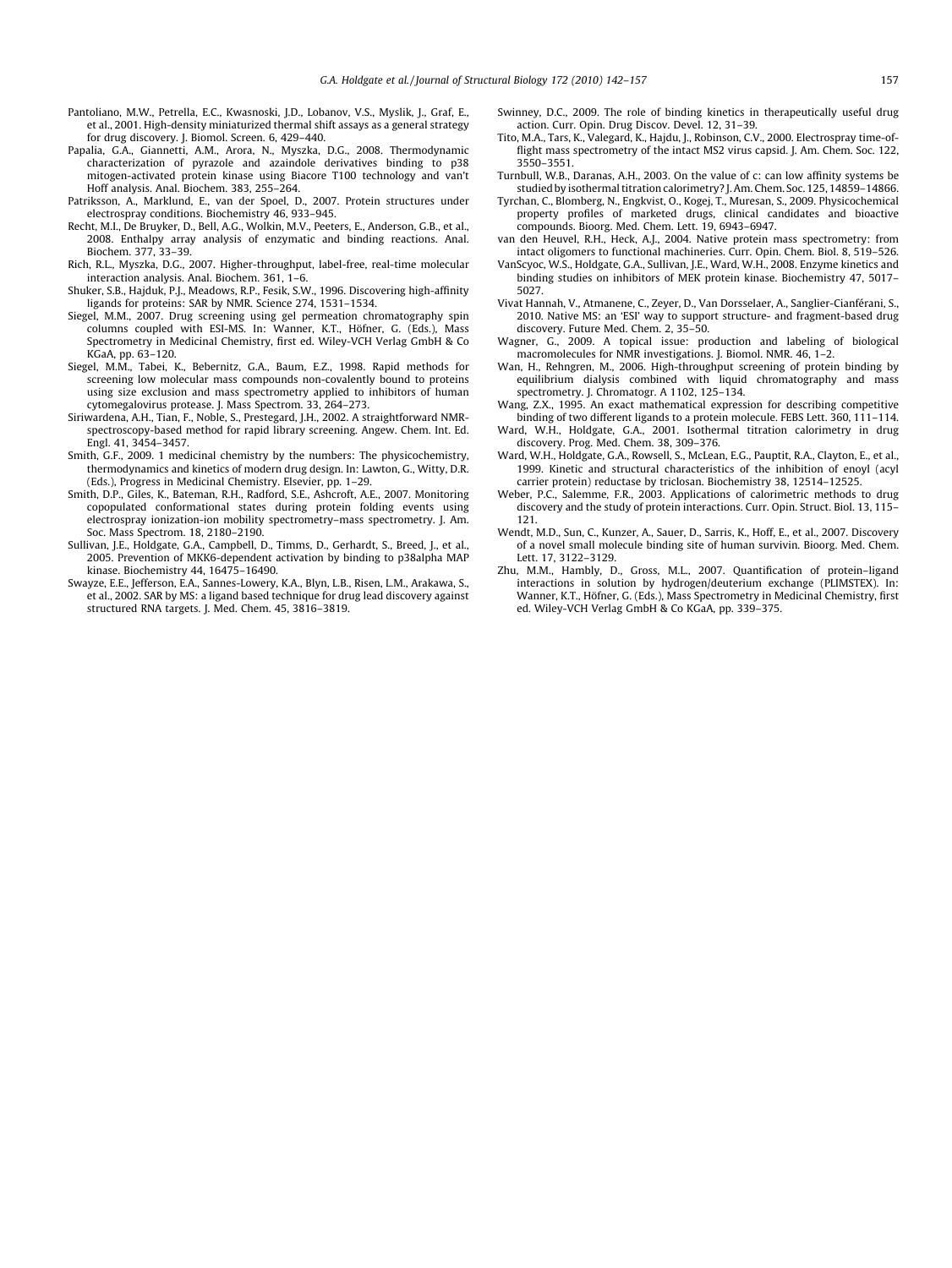Pantoliano, M.W., Petrella, E.C., Kwasnoski, J.D., Lobanov, V.S., Myslik, J., Graf, E., et al., 2001. High-density miniaturized thermal shift assays as a general strategy for drug discovery. J. Biomol. Screen. 6, 429–440.

Papalia, G.A., Giannetti, A.M., Arora, N., Myszka, D.G., 2008. Thermodynamic characterization of pyrazole and azaindole derivatives binding to p38 mitogen-activated protein kinase using Biacore T100 technology and van't Hoff analysis. Anal. Biochem. 383, 255–264.

Patriksson, A., Marklund, E., van der Spoel, D., 2007. Protein structures under electrospray conditions. Biochemistry 46, 933–945.

Recht, M.I., De Bruyker, D., Bell, A.G., Wolkin, M.V., Peeters, E., Anderson, G.B., et al., 2008. Enthalpy array analysis of enzymatic and binding reactions. Anal. Biochem. 377, 33–39.

Rich, R.L., Myszka, D.G., 2007. Higher-throughput, label-free, real-time molecular interaction analysis. Anal. Biochem. 361, 1–6.

Shuker, S.B., Hajduk, P.J., Meadows, R.P., Fesik, S.W., 1996. Discovering high-affinity ligands for proteins: SAR by NMR. Science 274, 1531–1534.

Siegel, M.M., 2007. Drug screening using gel permeation chromatography spin columns coupled with ESI-MS. In: Wanner, K.T., Höfner, G. (Eds.), Mass Spectrometry in Medicinal Chemistry, first ed. Wiley-VCH Verlag GmbH & Co KGaA, pp. 63–120.

Siegel, M.M., Tabei, K., Bebernitz, G.A., Baum, E.Z., 1998. Rapid methods for screening low molecular mass compounds non-covalently bound to proteins using size exclusion and mass spectrometry applied to inhibitors of human cytomegalovirus protease. J. Mass Spectrom. 33, 264–273.

Siriwardena, A.H., Tian, F., Noble, S., Prestegard, J.H., 2002. A straightforward NMR-spectroscopy-based method for rapid library screening. Angew. Chem. Int. Ed. Engl. 41, 3454–3457.

Smith, G.F., 2009. 1 medicinal chemistry by the numbers: The physicochemistry, thermodynamics and kinetics of modern drug design. In: Lawton, G., Witty, D.R. (Eds.), Progress in Medicinal Chemistry. Elsevier, pp. 1–29.

Smith, D.P., Giles, K., Bateman, R.H., Radford, S.E., Ashcroft, A.E., 2007. Monitoring copopulated conformational states during protein folding events using electrospray ionization-ion mobility spectrometry–mass spectrometry. J. Am. Soc. Mass Spectrom. 18, 2180–2190.

Sullivan, J.E., Holdgate, G.A., Campbell, D., Timms, D., Gerhardt, S., Breed, J., et al., 2005. Prevention of MKK6-dependent activation by binding to p38alpha MAP kinase. Biochemistry 44, 16475–16490.

Swayze, E.E., Jefferson, E.A., Sannes-Lowery, K.A., Blyn, L.B., Risen, L.M., Arakawa, S., et al., 2002. SAR by MS: a ligand based technique for drug lead discovery against structured RNA targets. J. Med. Chem. 45, 3816–3819.

Swinney, D.C., 2009. The role of binding kinetics in therapeutically useful drug action. Curr. Opin. Drug Discov. Devel. 12, 31–39.

Tito, M.A., Tars, K., Valegard, K., Hajdu, J., Robinson, C.V., 2000. Electrospray time-of-flight mass spectrometry of the intact MS2 virus capsid. J. Am. Chem. Soc. 122, 3550–3551.

Turnbull, W.B., Daranas, A.H., 2003. On the value of c: can low affinity systems be studied by isothermal titration calorimetry? J. Am. Chem. Soc. 125, 14859–14866.

Tyrchan, C., Blomberg, N., Engkvist, O., Kogej, T., Muresan, S., 2009. Physicochemical property profiles of marketed drugs, clinical candidates and bioactive compounds. Bioorg. Med. Chem. Lett. 19, 6943–6947.

van den Heuvel, R.H., Heck, A.J., 2004. Native protein mass spectrometry: from intact oligomers to functional machineries. Curr. Opin. Chem. Biol. 8, 519–526.

VanScyoc, W.S., Holdgate, G.A., Sullivan, J.E., Ward, W.H., 2008. Enzyme kinetics and binding studies on inhibitors of MEK protein kinase. Biochemistry 47, 5017–5027.

Vivat Hannah, V., Atmanene, C., Zeyer, D., Van Dorsselaer, A., Sanglier-Cianférani, S., 2010. Native MS: an 'ESI' way to support structure- and fragment-based drug discovery. Future Med. Chem. 2, 35–50.

Wagner, G., 2009. A topical issue: production and labeling of biological macromolecules for NMR investigations. J. Biomol. NMR. 46, 1–2.

Wan, H., Rehngren, M., 2006. High-throughput screening of protein binding by equilibrium dialysis combined with liquid chromatography and mass spectrometry. J. Chromatogr. A 1102, 125–134.

Wang, Z.X., 1995. An exact mathematical expression for describing competitive binding of two different ligands to a protein molecule. FEBS Lett. 360, 111–114.

Ward, W.H., Holdgate, G.A., 2001. Isothermal titration calorimetry in drug discovery. Prog. Med. Chem. 38, 309–376.

Ward, W.H., Holdgate, G.A., Rowsell, S., McLean, E.G., Pauptit, R.A., Clayton, E., et al., 1999. Kinetic and structural characteristics of the inhibition of enoyl (acyl carrier protein) reductase by triclosan. Biochemistry 38, 12514–12525.

Weber, P.C., Salemme, F.R., 2003. Applications of calorimetric methods to drug discovery and the study of protein interactions. Curr. Opin. Struct. Biol. 13, 115–121.

Wendt, M.D., Sun, C., Kunzer, A., Sauer, D., Sarris, K., Hoff, E., et al., 2007. Discovery of a novel small molecule binding site of human survivin. Bioorg. Med. Chem. Lett. 17, 3122–3129.

Zhu, M.M., Hambly, D., Gross, M.L., 2007. Quantification of protein–ligand interactions in solution by hydrogen/deuterium exchange (PLIMSTEX). In: Wanner, K.T., Höfner, G. (Eds.), Mass Spectrometry in Medicinal Chemistry, first ed. Wiley-VCH Verlag GmbH & Co KGaA, pp. 339–375.